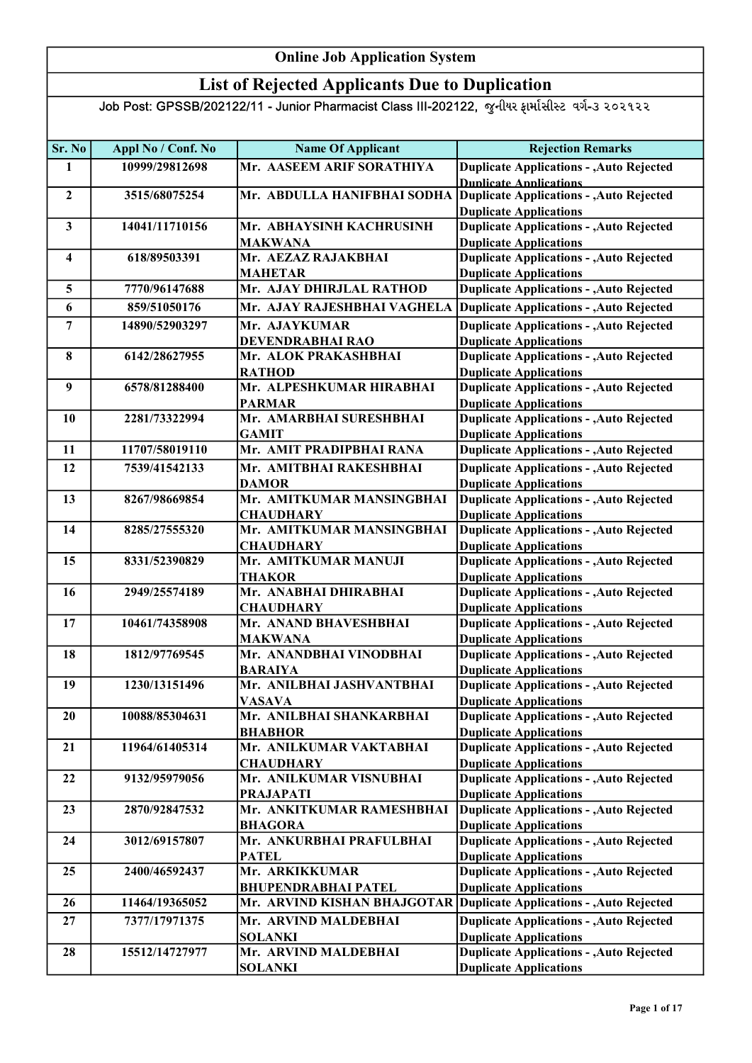# Online Job Application System

## List of Rejected Applicants Due to Duplication

Job Post: GPSSB/202122/11 - Junior Pharmacist Class III-202122, જુનીયર ફાર્માસીસ્ટ વર્ગ-૩ ૨૦૨૧૨૨

| Sr. No | Appl No / Conf. No | Name Of Applicant | Rejection Remarks |
|---|---|---|---|
| 1 | 10999/29812698 | Mr. AASEEM ARIF SORATHIYA | Duplicate Applications - ,Auto Rejected Duplicate Applications |
| 2 | 3515/68075254 | Mr. ABDULLA HANIFBHAI SODHA | Duplicate Applications - ,Auto Rejected Duplicate Applications |
| 3 | 14041/11710156 | Mr. ABHAYSINH KACHRUSINH MAKWANA | Duplicate Applications - ,Auto Rejected Duplicate Applications |
| 4 | 618/89503391 | Mr. AEZAZ RAJAKBHAI MAHETAR | Duplicate Applications - ,Auto Rejected Duplicate Applications |
| 5 | 7770/96147688 | Mr. AJAY DHIRJLAL RATHOD | Duplicate Applications - ,Auto Rejected |
| 6 | 859/51050176 | Mr. AJAY RAJESHBHAI VAGHELA | Duplicate Applications - ,Auto Rejected |
| 7 | 14890/52903297 | Mr. AJAYKUMAR DEVENDRABHAI RAO | Duplicate Applications - ,Auto Rejected Duplicate Applications |
| 8 | 6142/28627955 | Mr. ALOK PRAKASHBHAI RATHOD | Duplicate Applications - ,Auto Rejected Duplicate Applications |
| 9 | 6578/81288400 | Mr. ALPESHKUMAR HIRABHAI PARMAR | Duplicate Applications - ,Auto Rejected Duplicate Applications |
| 10 | 2281/73322994 | Mr. AMARBHAI SURESHBHAI GAMIT | Duplicate Applications - ,Auto Rejected Duplicate Applications |
| 11 | 11707/58019110 | Mr. AMIT PRADIPBHAI RANA | Duplicate Applications - ,Auto Rejected |
| 12 | 7539/41542133 | Mr. AMITBHAI RAKESHBHAI DAMOR | Duplicate Applications - ,Auto Rejected Duplicate Applications |
| 13 | 8267/98669854 | Mr. AMITKUMAR MANSINGBHAI CHAUDHARY | Duplicate Applications - ,Auto Rejected Duplicate Applications |
| 14 | 8285/27555320 | Mr. AMITKUMAR MANSINGBHAI CHAUDHARY | Duplicate Applications - ,Auto Rejected Duplicate Applications |
| 15 | 8331/52390829 | Mr. AMITKUMAR MANUJI THAKOR | Duplicate Applications - ,Auto Rejected Duplicate Applications |
| 16 | 2949/25574189 | Mr. ANABHAI DHIRABHAI CHAUDHARY | Duplicate Applications - ,Auto Rejected Duplicate Applications |
| 17 | 10461/74358908 | Mr. ANAND BHAVESHBHAI MAKWANA | Duplicate Applications - ,Auto Rejected Duplicate Applications |
| 18 | 1812/97769545 | Mr. ANANDBHAI VINODBHAI BARAIYA | Duplicate Applications - ,Auto Rejected Duplicate Applications |
| 19 | 1230/13151496 | Mr. ANILBHAI JASHVANTBHAI VASAVA | Duplicate Applications - ,Auto Rejected Duplicate Applications |
| 20 | 10088/85304631 | Mr. ANILBHAI SHANKARBHAI BHABHOR | Duplicate Applications - ,Auto Rejected Duplicate Applications |
| 21 | 11964/61405314 | Mr. ANILKUMAR VAKTABHAI CHAUDHARY | Duplicate Applications - ,Auto Rejected Duplicate Applications |
| 22 | 9132/95979056 | Mr. ANILKUMAR VISNUBHAI PRAJAPATI | Duplicate Applications - ,Auto Rejected Duplicate Applications |
| 23 | 2870/92847532 | Mr. ANKITKUMAR RAMESHBHAI BHAGORA | Duplicate Applications - ,Auto Rejected Duplicate Applications |
| 24 | 3012/69157807 | Mr. ANKURBHAI PRAFULBHAI PATEL | Duplicate Applications - ,Auto Rejected Duplicate Applications |
| 25 | 2400/46592437 | Mr. ARKIKKUMAR BHUPENDRABHAI PATEL | Duplicate Applications - ,Auto Rejected Duplicate Applications |
| 26 | 11464/19365052 | Mr. ARVIND KISHAN BHAJGOTAR | Duplicate Applications - ,Auto Rejected |
| 27 | 7377/17971375 | Mr. ARVIND MALDEBHAI SOLANKI | Duplicate Applications - ,Auto Rejected Duplicate Applications |
| 28 | 15512/14727977 | Mr. ARVIND MALDEBHAI SOLANKI | Duplicate Applications - ,Auto Rejected Duplicate Applications |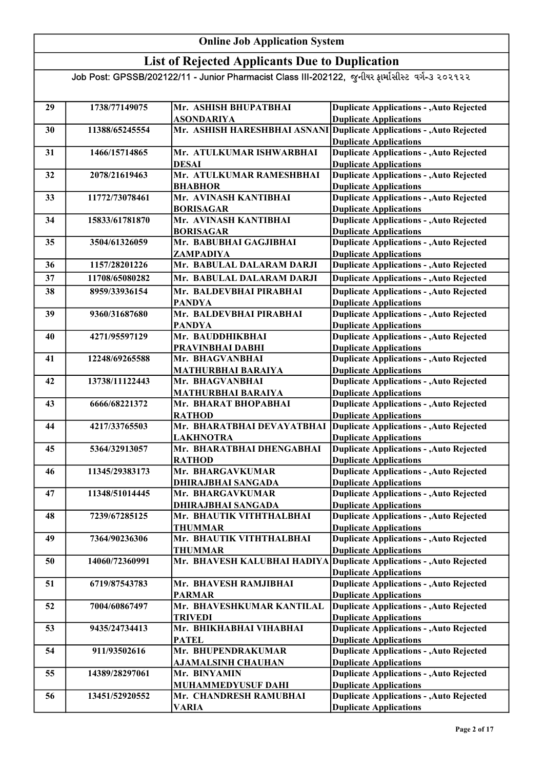# Online Job Application System

## List of Rejected Applicants Due to Duplication

Job Post: GPSSB/202122/11 - Junior Pharmacist Class III-202122, જુનીયર ફાર્માસીસ્ટ વર્ગ-૩ ૨૦૨૧૨૨

| | | | |
|---|---|---|---|
| 29 | 1738/77149075 | Mr. ASHISH BHUPATBHAI ASONDARIYA | Duplicate Applications - ,Auto Rejected Duplicate Applications |
| 30 | 11388/65245554 | Mr. ASHISH HARESHBHAI ASNANI | Duplicate Applications - ,Auto Rejected Duplicate Applications |
| 31 | 1466/15714865 | Mr. ATULKUMAR ISHWARBHAI DESAI | Duplicate Applications - ,Auto Rejected Duplicate Applications |
| 32 | 2078/21619463 | Mr. ATULKUMAR RAMESHBHAI BHABHOR | Duplicate Applications - ,Auto Rejected Duplicate Applications |
| 33 | 11772/73078461 | Mr. AVINASH KANTIBHAI BORISAGAR | Duplicate Applications - ,Auto Rejected Duplicate Applications |
| 34 | 15833/61781870 | Mr. AVINASH KANTIBHAI BORISAGAR | Duplicate Applications - ,Auto Rejected Duplicate Applications |
| 35 | 3504/61326059 | Mr. BABUBHAI GAGJIBHAI ZAMPADIYA | Duplicate Applications - ,Auto Rejected Duplicate Applications |
| 36 | 1157/28201226 | Mr. BABULAL DALARAM DARJI | Duplicate Applications - ,Auto Rejected |
| 37 | 11708/65080282 | Mr. BABULAL DALARAM DARJI | Duplicate Applications - ,Auto Rejected |
| 38 | 8959/33936154 | Mr. BALDEVBHAI PIRABHAI PANDYA | Duplicate Applications - ,Auto Rejected Duplicate Applications |
| 39 | 9360/31687680 | Mr. BALDEVBHAI PIRABHAI PANDYA | Duplicate Applications - ,Auto Rejected Duplicate Applications |
| 40 | 4271/95597129 | Mr. BAUDDHIKBHAI PRAVINBHAI DABHI | Duplicate Applications - ,Auto Rejected Duplicate Applications |
| 41 | 12248/69265588 | Mr. BHAGVANBHAI MATHURBHAI BARAIYA | Duplicate Applications - ,Auto Rejected Duplicate Applications |
| 42 | 13738/11122443 | Mr. BHAGVANBHAI MATHURBHAI BARAIYA | Duplicate Applications - ,Auto Rejected Duplicate Applications |
| 43 | 6666/68221372 | Mr. BHARAT BHOPABHAI RATHOD | Duplicate Applications - ,Auto Rejected Duplicate Applications |
| 44 | 4217/33765503 | Mr. BHARATBHAI DEVAYATBHAI LAKHNOTRA | Duplicate Applications - ,Auto Rejected Duplicate Applications |
| 45 | 5364/32913057 | Mr. BHARATBHAI DHENGABHAI RATHOD | Duplicate Applications - ,Auto Rejected Duplicate Applications |
| 46 | 11345/29383173 | Mr. BHARGAVKUMAR DHIRAJBHAI SANGADA | Duplicate Applications - ,Auto Rejected Duplicate Applications |
| 47 | 11348/51014445 | Mr. BHARGAVKUMAR DHIRAJBHAI SANGADA | Duplicate Applications - ,Auto Rejected Duplicate Applications |
| 48 | 7239/67285125 | Mr. BHAUTIK VITHTHALBHAI THUMMAR | Duplicate Applications - ,Auto Rejected Duplicate Applications |
| 49 | 7364/90236306 | Mr. BHAUTIK VITHTHALBHAI THUMMAR | Duplicate Applications - ,Auto Rejected Duplicate Applications |
| 50 | 14060/72360991 | Mr. BHAVESH KALUBHAI HADIYA | Duplicate Applications - ,Auto Rejected Duplicate Applications |
| 51 | 6719/87543783 | Mr. BHAVESH RAMJIBHAI PARMAR | Duplicate Applications - ,Auto Rejected Duplicate Applications |
| 52 | 7004/60867497 | Mr. BHAVESHKUMAR KANTILAL TRIVEDI | Duplicate Applications - ,Auto Rejected Duplicate Applications |
| 53 | 9435/24734413 | Mr. BHIKHABHAI VIHABHAI PATEL | Duplicate Applications - ,Auto Rejected Duplicate Applications |
| 54 | 911/93502616 | Mr. BHUPENDRAKUMAR AJAMALSINH CHAUHAN | Duplicate Applications - ,Auto Rejected Duplicate Applications |
| 55 | 14389/28297061 | Mr. BINYAMIN MUHAMMEDYUSUF DAHI | Duplicate Applications - ,Auto Rejected Duplicate Applications |
| 56 | 13451/52920552 | Mr. CHANDRESH RAMUBHAI VARIA | Duplicate Applications - ,Auto Rejected Duplicate Applications |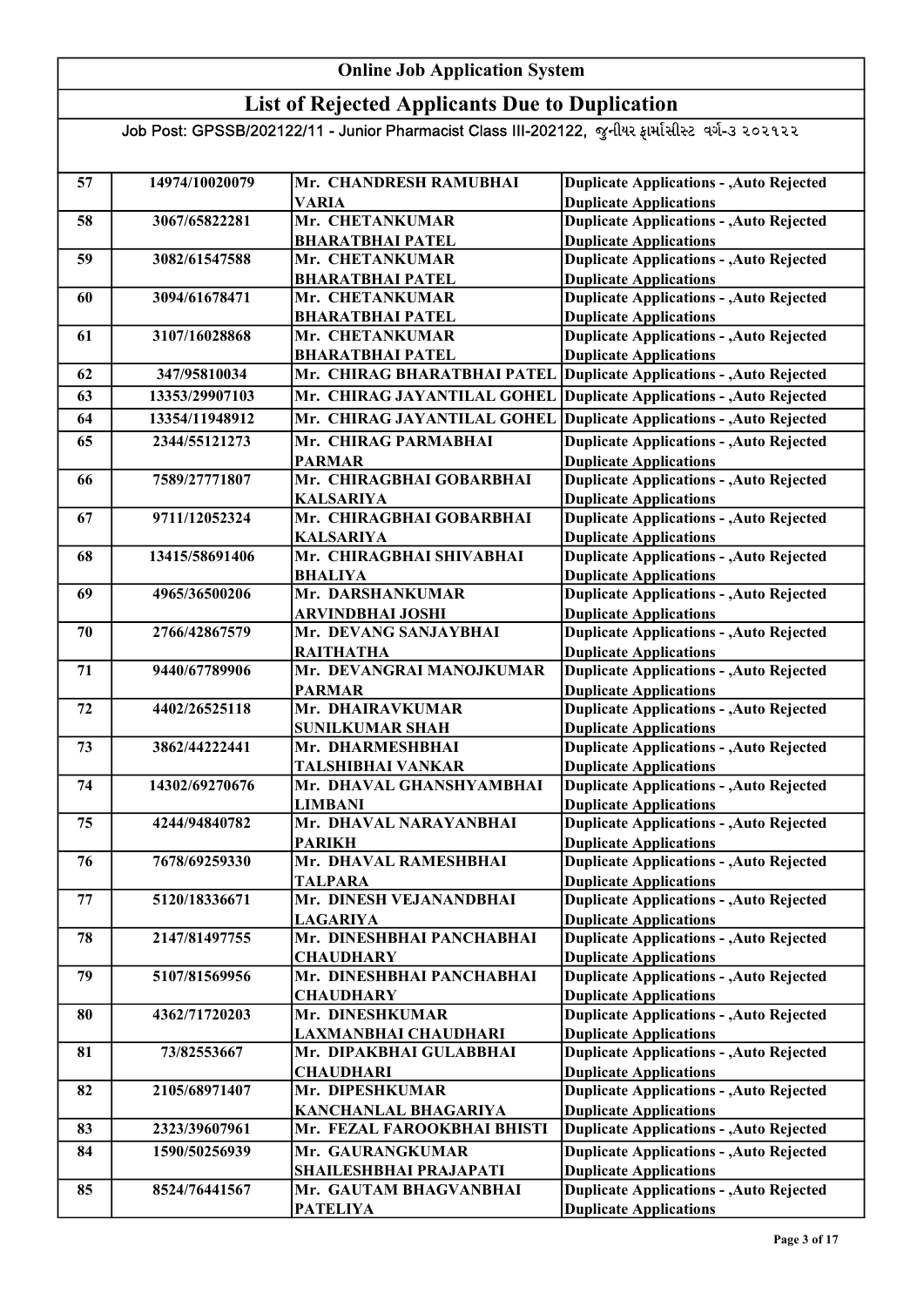# Online Job Application System

## List of Rejected Applicants Due to Duplication

Job Post: GPSSB/202122/11 - Junior Pharmacist Class III-202122, જુનીયર ફાર્માસીસ્ટ વર્ગ-૩ ૨૦૨૧૨૨

| | | | |
|---|---|---|---|
| 57 | 14974/10020079 | Mr. CHANDRESH RAMUBHAI VARIA | Duplicate Applications - ,Auto Rejected Duplicate Applications |
| 58 | 3067/65822281 | Mr. CHETANKUMAR BHARATBHAI PATEL | Duplicate Applications - ,Auto Rejected Duplicate Applications |
| 59 | 3082/61547588 | Mr. CHETANKUMAR BHARATBHAI PATEL | Duplicate Applications - ,Auto Rejected Duplicate Applications |
| 60 | 3094/61678471 | Mr. CHETANKUMAR BHARATBHAI PATEL | Duplicate Applications - ,Auto Rejected Duplicate Applications |
| 61 | 3107/16028868 | Mr. CHETANKUMAR BHARATBHAI PATEL | Duplicate Applications - ,Auto Rejected Duplicate Applications |
| 62 | 347/95810034 | Mr. CHIRAG BHARATBHAI PATEL | Duplicate Applications - ,Auto Rejected |
| 63 | 13353/29907103 | Mr. CHIRAG JAYANTILAL GOHEL | Duplicate Applications - ,Auto Rejected |
| 64 | 13354/11948912 | Mr. CHIRAG JAYANTILAL GOHEL | Duplicate Applications - ,Auto Rejected |
| 65 | 2344/55121273 | Mr. CHIRAG PARMABHAI PARMAR | Duplicate Applications - ,Auto Rejected Duplicate Applications |
| 66 | 7589/27771807 | Mr. CHIRAGBHAI GOBARBHAI KALSARIYA | Duplicate Applications - ,Auto Rejected Duplicate Applications |
| 67 | 9711/12052324 | Mr. CHIRAGBHAI GOBARBHAI KALSARIYA | Duplicate Applications - ,Auto Rejected Duplicate Applications |
| 68 | 13415/58691406 | Mr. CHIRAGBHAI SHIVABHAI BHALIYA | Duplicate Applications - ,Auto Rejected Duplicate Applications |
| 69 | 4965/36500206 | Mr. DARSHANKUMAR ARVINDBHAI JOSHI | Duplicate Applications - ,Auto Rejected Duplicate Applications |
| 70 | 2766/42867579 | Mr. DEVANG SANJAYBHAI RAITHATHA | Duplicate Applications - ,Auto Rejected Duplicate Applications |
| 71 | 9440/67789906 | Mr. DEVANGRAI MANOJKUMAR PARMAR | Duplicate Applications - ,Auto Rejected Duplicate Applications |
| 72 | 4402/26525118 | Mr. DHAIRAVKUMAR SUNILKUMAR SHAH | Duplicate Applications - ,Auto Rejected Duplicate Applications |
| 73 | 3862/44222441 | Mr. DHARMESHBHAI TALSHIBHAI VANKAR | Duplicate Applications - ,Auto Rejected Duplicate Applications |
| 74 | 14302/69270676 | Mr. DHAVAL GHANSHYAMBHAI LIMBANI | Duplicate Applications - ,Auto Rejected Duplicate Applications |
| 75 | 4244/94840782 | Mr. DHAVAL NARAYANBHAI PARIKH | Duplicate Applications - ,Auto Rejected Duplicate Applications |
| 76 | 7678/69259330 | Mr. DHAVAL RAMESHBHAI TALPARA | Duplicate Applications - ,Auto Rejected Duplicate Applications |
| 77 | 5120/18336671 | Mr. DINESH VEJANANDBHAI LAGARIYA | Duplicate Applications - ,Auto Rejected Duplicate Applications |
| 78 | 2147/81497755 | Mr. DINESHBHAI PANCHABHAI CHAUDHARY | Duplicate Applications - ,Auto Rejected Duplicate Applications |
| 79 | 5107/81569956 | Mr. DINESHBHAI PANCHABHAI CHAUDHARY | Duplicate Applications - ,Auto Rejected Duplicate Applications |
| 80 | 4362/71720203 | Mr. DINESHKUMAR LAXMANBHAI CHAUDHARI | Duplicate Applications - ,Auto Rejected Duplicate Applications |
| 81 | 73/82553667 | Mr. DIPAKBHAI GULABBHAI CHAUDHARI | Duplicate Applications - ,Auto Rejected Duplicate Applications |
| 82 | 2105/68971407 | Mr. DIPESHKUMAR KANCHANLAL BHAGARIYA | Duplicate Applications - ,Auto Rejected Duplicate Applications |
| 83 | 2323/39607961 | Mr. FEZAL FAROOKBHAI BHISTI | Duplicate Applications - ,Auto Rejected |
| 84 | 1590/50256939 | Mr. GAURANGKUMAR SHAILESHBHAI PRAJAPATI | Duplicate Applications - ,Auto Rejected Duplicate Applications |
| 85 | 8524/76441567 | Mr. GAUTAM BHAGVANBHAI PATELIYA | Duplicate Applications - ,Auto Rejected Duplicate Applications |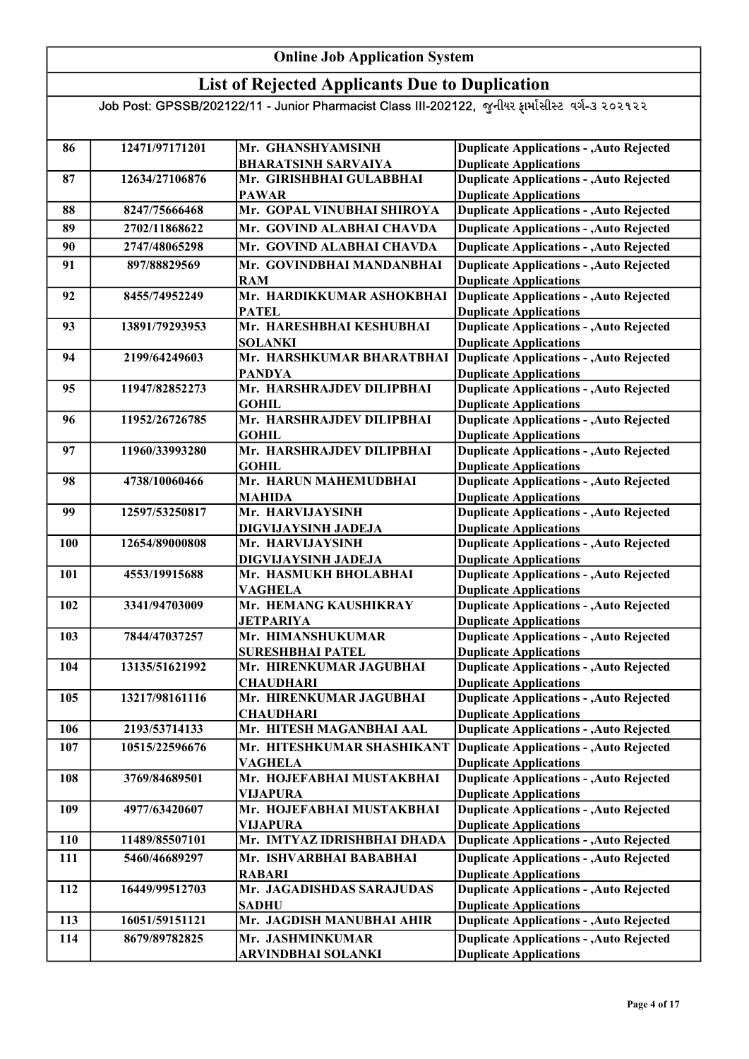# Online Job Application System

## List of Rejected Applicants Due to Duplication

Job Post: GPSSB/202122/11 - Junior Pharmacist Class III-202122, જુનીયર ફાર્માસીસ્ટ વર્ગ-૩ ૨૦૨૧૨૨

| | | | |
|---|---|---|---|
| 86 | 12471/97171201 | Mr. GHANSHYAMSINH BHARATSINH SARVAIYA | Duplicate Applications - ,Auto Rejected Duplicate Applications |
| 87 | 12634/27106876 | Mr. GIRISHBHAI GULABBHAI PAWAR | Duplicate Applications - ,Auto Rejected Duplicate Applications |
| 88 | 8247/75666468 | Mr. GOPAL VINUBHAI SHIROYA | Duplicate Applications - ,Auto Rejected |
| 89 | 2702/11868622 | Mr. GOVIND ALABHAI CHAVDA | Duplicate Applications - ,Auto Rejected |
| 90 | 2747/48065298 | Mr. GOVIND ALABHAI CHAVDA | Duplicate Applications - ,Auto Rejected |
| 91 | 897/88829569 | Mr. GOVINDBHAI MANDANBHAI RAM | Duplicate Applications - ,Auto Rejected Duplicate Applications |
| 92 | 8455/74952249 | Mr. HARDIKKUMAR ASHOKBHAI PATEL | Duplicate Applications - ,Auto Rejected Duplicate Applications |
| 93 | 13891/79293953 | Mr. HARESHBHAI KESHUBHAI SOLANKI | Duplicate Applications - ,Auto Rejected Duplicate Applications |
| 94 | 2199/64249603 | Mr. HARSHKUMAR BHARATBHAI PANDYA | Duplicate Applications - ,Auto Rejected Duplicate Applications |
| 95 | 11947/82852273 | Mr. HARSHRAJDEV DILIPBHAI GOHIL | Duplicate Applications - ,Auto Rejected Duplicate Applications |
| 96 | 11952/26726785 | Mr. HARSHRAJDEV DILIPBHAI GOHIL | Duplicate Applications - ,Auto Rejected Duplicate Applications |
| 97 | 11960/33993280 | Mr. HARSHRAJDEV DILIPBHAI GOHIL | Duplicate Applications - ,Auto Rejected Duplicate Applications |
| 98 | 4738/10060466 | Mr. HARUN MAHEMUDBHAI MAHIDA | Duplicate Applications - ,Auto Rejected Duplicate Applications |
| 99 | 12597/53250817 | Mr. HARVIJAYSINH DIGVIJAYSINH JADEJA | Duplicate Applications - ,Auto Rejected Duplicate Applications |
| 100 | 12654/89000808 | Mr. HARVIJAYSINH DIGVIJAYSINH JADEJA | Duplicate Applications - ,Auto Rejected Duplicate Applications |
| 101 | 4553/19915688 | Mr. HASMUKH BHOLABHAI VAGHELA | Duplicate Applications - ,Auto Rejected Duplicate Applications |
| 102 | 3341/94703009 | Mr. HEMANG KAUSHIKRAY JETPARIYA | Duplicate Applications - ,Auto Rejected Duplicate Applications |
| 103 | 7844/47037257 | Mr. HIMANSHUKUMAR SURESHBHAI PATEL | Duplicate Applications - ,Auto Rejected Duplicate Applications |
| 104 | 13135/51621992 | Mr. HIRENKUMAR JAGUBHAI CHAUDHARI | Duplicate Applications - ,Auto Rejected Duplicate Applications |
| 105 | 13217/98161116 | Mr. HIRENKUMAR JAGUBHAI CHAUDHARI | Duplicate Applications - ,Auto Rejected Duplicate Applications |
| 106 | 2193/53714133 | Mr. HITESH MAGANBHAI AAL | Duplicate Applications - ,Auto Rejected |
| 107 | 10515/22596676 | Mr. HITESHKUMAR SHASHIKANT VAGHELA | Duplicate Applications - ,Auto Rejected Duplicate Applications |
| 108 | 3769/84689501 | Mr. HOJEFABHAI MUSTAKBHAI VIJAPURA | Duplicate Applications - ,Auto Rejected Duplicate Applications |
| 109 | 4977/63420607 | Mr. HOJEFABHAI MUSTAKBHAI VIJAPURA | Duplicate Applications - ,Auto Rejected Duplicate Applications |
| 110 | 11489/85507101 | Mr. IMTYAZ IDRISHBHAI DHADA | Duplicate Applications - ,Auto Rejected |
| 111 | 5460/46689297 | Mr. ISHVARBHAI BABABHAI RABARI | Duplicate Applications - ,Auto Rejected Duplicate Applications |
| 112 | 16449/99512703 | Mr. JAGADISHDAS SARAJUDAS SADHU | Duplicate Applications - ,Auto Rejected Duplicate Applications |
| 113 | 16051/59151121 | Mr. JAGDISH MANUBHAI AHIR | Duplicate Applications - ,Auto Rejected |
| 114 | 8679/89782825 | Mr. JASHMINKUMAR ARVINDBHAI SOLANKI | Duplicate Applications - ,Auto Rejected Duplicate Applications |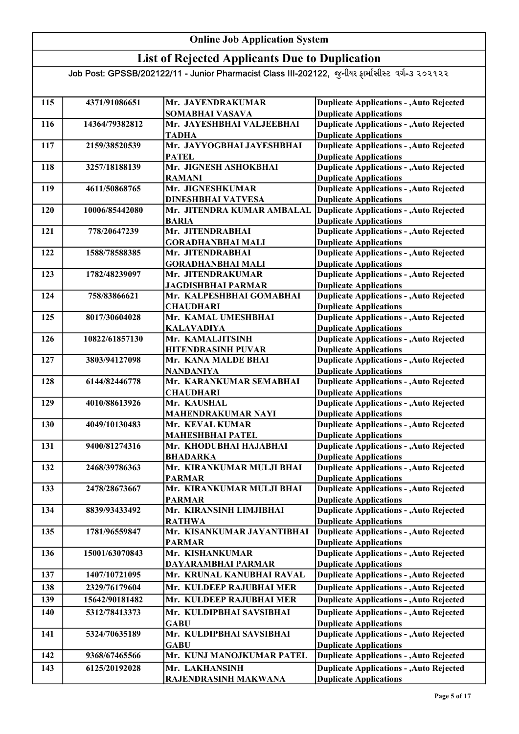# Online Job Application System

## List of Rejected Applicants Due to Duplication

Job Post: GPSSB/202122/11 - Junior Pharmacist Class III-202122, જુનીયર ફાર્માસીસ્ટ વર્ગ-૩ ૨૦૨૧૨૨

| | | | |
|---|---|---|---|
| 115 | 4371/91086651 | Mr. JAYENDRAKUMAR SOMABHAI VASAVA | Duplicate Applications - ,Auto Rejected Duplicate Applications |
| 116 | 14364/79382812 | Mr. JAYESHBHAI VALJEEBHAI TADHA | Duplicate Applications - ,Auto Rejected Duplicate Applications |
| 117 | 2159/38520539 | Mr. JAYYOGBHAI JAYESHBHAI PATEL | Duplicate Applications - ,Auto Rejected Duplicate Applications |
| 118 | 3257/18188139 | Mr. JIGNESH ASHOKBHAI RAMANI | Duplicate Applications - ,Auto Rejected Duplicate Applications |
| 119 | 4611/50868765 | Mr. JIGNESHKUMAR DINESHBHAI VATVESA | Duplicate Applications - ,Auto Rejected Duplicate Applications |
| 120 | 10006/85442080 | Mr. JITENDRA KUMAR AMBALAL BARIA | Duplicate Applications - ,Auto Rejected Duplicate Applications |
| 121 | 778/20647239 | Mr. JITENDRABHAI GORADHANBHAI MALI | Duplicate Applications - ,Auto Rejected Duplicate Applications |
| 122 | 1588/78588385 | Mr. JITENDRABHAI GORADHANBHAI MALI | Duplicate Applications - ,Auto Rejected Duplicate Applications |
| 123 | 1782/48239097 | Mr. JITENDRAKUMAR JAGDISHBHAI PARMAR | Duplicate Applications - ,Auto Rejected Duplicate Applications |
| 124 | 758/83866621 | Mr. KALPESHBHAI GOMABHAI CHAUDHARI | Duplicate Applications - ,Auto Rejected Duplicate Applications |
| 125 | 8017/30604028 | Mr. KAMAL UMESHBHAI KALAVADIYA | Duplicate Applications - ,Auto Rejected Duplicate Applications |
| 126 | 10822/61857130 | Mr. KAMALJITSINH HITENDRASINH PUVAR | Duplicate Applications - ,Auto Rejected Duplicate Applications |
| 127 | 3803/94127098 | Mr. KANA MALDE BHAI NANDANIYA | Duplicate Applications - ,Auto Rejected Duplicate Applications |
| 128 | 6144/82446778 | Mr. KARANKUMAR SEMABHAI CHAUDHARI | Duplicate Applications - ,Auto Rejected Duplicate Applications |
| 129 | 4010/88613926 | Mr. KAUSHAL MAHENDRAKUMAR NAYI | Duplicate Applications - ,Auto Rejected Duplicate Applications |
| 130 | 4049/10130483 | Mr. KEVAL KUMAR MAHESHBHAI PATEL | Duplicate Applications - ,Auto Rejected Duplicate Applications |
| 131 | 9400/81274316 | Mr. KHODUBHAI HAJABHAI BHADARKA | Duplicate Applications - ,Auto Rejected Duplicate Applications |
| 132 | 2468/39786363 | Mr. KIRANKUMAR MULJI BHAI PARMAR | Duplicate Applications - ,Auto Rejected Duplicate Applications |
| 133 | 2478/28673667 | Mr. KIRANKUMAR MULJI BHAI PARMAR | Duplicate Applications - ,Auto Rejected Duplicate Applications |
| 134 | 8839/93433492 | Mr. KIRANSINH LIMJIBHAI RATHWA | Duplicate Applications - ,Auto Rejected Duplicate Applications |
| 135 | 1781/96559847 | Mr. KISANKUMAR JAYANTIBHAI PARMAR | Duplicate Applications - ,Auto Rejected Duplicate Applications |
| 136 | 15001/63070843 | Mr. KISHANKUMAR DAYARAMBHAI PARMAR | Duplicate Applications - ,Auto Rejected Duplicate Applications |
| 137 | 1407/10721095 | Mr. KRUNAL KANUBHAI RAVAL | Duplicate Applications - ,Auto Rejected |
| 138 | 2329/76179604 | Mr. KULDEEP RAJUBHAI MER | Duplicate Applications - ,Auto Rejected |
| 139 | 15642/90181482 | Mr. KULDEEP RAJUBHAI MER | Duplicate Applications - ,Auto Rejected |
| 140 | 5312/78413373 | Mr. KULDIPBHAI SAVSIBHAI GABU | Duplicate Applications - ,Auto Rejected Duplicate Applications |
| 141 | 5324/70635189 | Mr. KULDIPBHAI SAVSIBHAI GABU | Duplicate Applications - ,Auto Rejected Duplicate Applications |
| 142 | 9368/67465566 | Mr. KUNJ MANOJKUMAR PATEL | Duplicate Applications - ,Auto Rejected |
| 143 | 6125/20192028 | Mr. LAKHANSINH RAJENDRASINH MAKWANA | Duplicate Applications - ,Auto Rejected Duplicate Applications |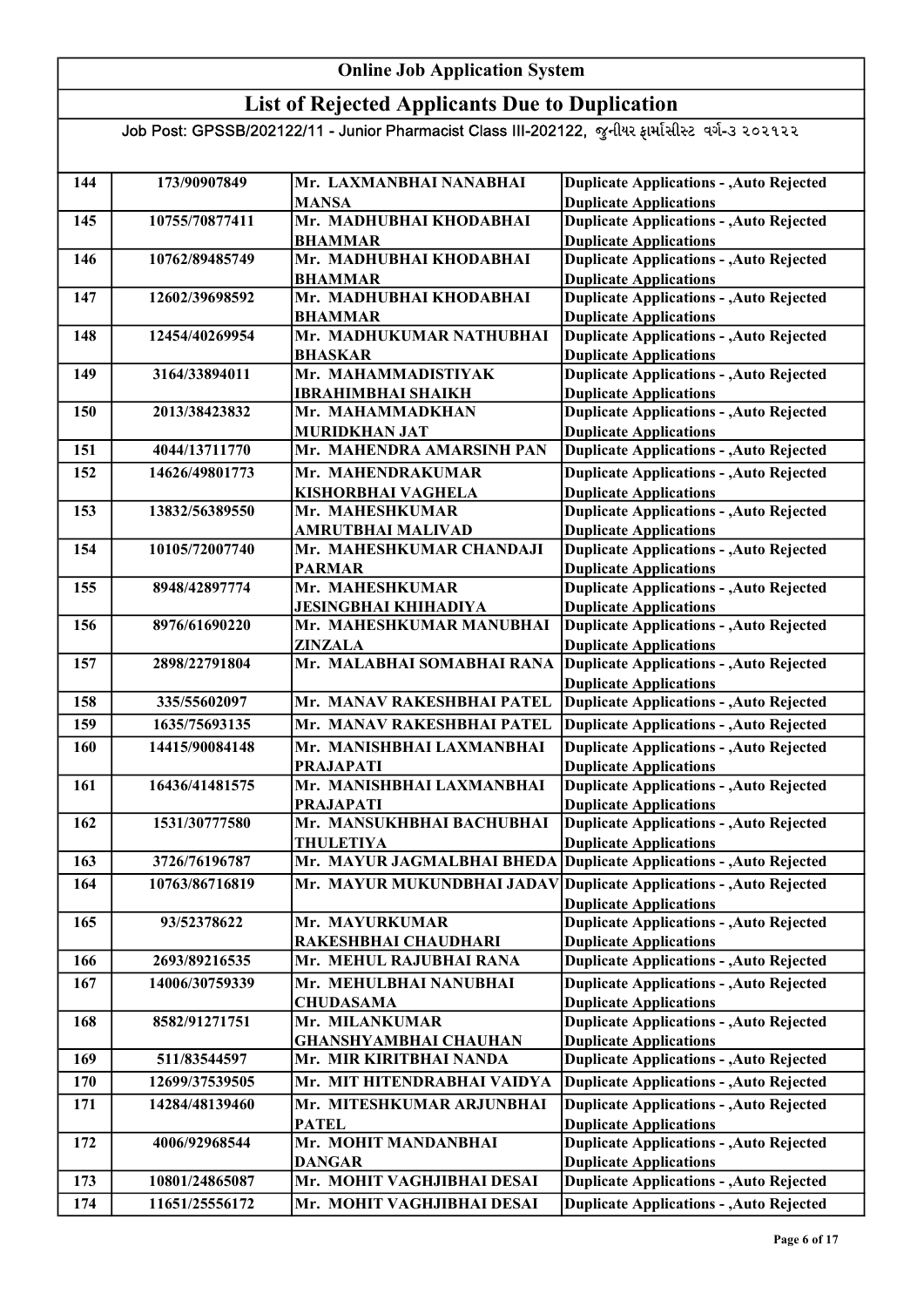# Online Job Application System

## List of Rejected Applicants Due to Duplication

Job Post: GPSSB/202122/11 - Junior Pharmacist Class III-202122, જુનીયર ફાર્માસીસ્ટ વર્ગ-૩ ૨૦૨૧૨૨

| | | | |
|---|---|---|---|
| 144 | 173/90907849 | Mr. LAXMANBHAI NANABHAI MANSA | Duplicate Applications - ,Auto Rejected Duplicate Applications |
| 145 | 10755/70877411 | Mr. MADHUBHAI KHODABHAI BHAMMAR | Duplicate Applications - ,Auto Rejected Duplicate Applications |
| 146 | 10762/89485749 | Mr. MADHUBHAI KHODABHAI BHAMMAR | Duplicate Applications - ,Auto Rejected Duplicate Applications |
| 147 | 12602/39698592 | Mr. MADHUBHAI KHODABHAI BHAMMAR | Duplicate Applications - ,Auto Rejected Duplicate Applications |
| 148 | 12454/40269954 | Mr. MADHUKUMAR NATHUBHAI BHASKAR | Duplicate Applications - ,Auto Rejected Duplicate Applications |
| 149 | 3164/33894011 | Mr. MAHAMMADISTIYAK IBRAHIMBHAI SHAIKH | Duplicate Applications - ,Auto Rejected Duplicate Applications |
| 150 | 2013/38423832 | Mr. MAHAMMADKHAN MURIDKHAN JAT | Duplicate Applications - ,Auto Rejected Duplicate Applications |
| 151 | 4044/13711770 | Mr. MAHENDRA AMARSINH PAN | Duplicate Applications - ,Auto Rejected |
| 152 | 14626/49801773 | Mr. MAHENDRAKUMAR KISHORBHAI VAGHELA | Duplicate Applications - ,Auto Rejected Duplicate Applications |
| 153 | 13832/56389550 | Mr. MAHESHKUMAR AMRUTBHAI MALIVAD | Duplicate Applications - ,Auto Rejected Duplicate Applications |
| 154 | 10105/72007740 | Mr. MAHESHKUMAR CHANDAJI PARMAR | Duplicate Applications - ,Auto Rejected Duplicate Applications |
| 155 | 8948/42897774 | Mr. MAHESHKUMAR JESINGBHAI KHIHADIYA | Duplicate Applications - ,Auto Rejected Duplicate Applications |
| 156 | 8976/61690220 | Mr. MAHESHKUMAR MANUBHAI ZINZALA | Duplicate Applications - ,Auto Rejected Duplicate Applications |
| 157 | 2898/22791804 | Mr. MALABHAI SOMABHAI RANA | Duplicate Applications - ,Auto Rejected Duplicate Applications |
| 158 | 335/55602097 | Mr. MANAV RAKESHBHAI PATEL | Duplicate Applications - ,Auto Rejected |
| 159 | 1635/75693135 | Mr. MANAV RAKESHBHAI PATEL | Duplicate Applications - ,Auto Rejected |
| 160 | 14415/90084148 | Mr. MANISHBHAI LAXMANBHAI PRAJAPATI | Duplicate Applications - ,Auto Rejected Duplicate Applications |
| 161 | 16436/41481575 | Mr. MANISHBHAI LAXMANBHAI PRAJAPATI | Duplicate Applications - ,Auto Rejected Duplicate Applications |
| 162 | 1531/30777580 | Mr. MANSUKHBHAI BACHUBHAI THULETIYA | Duplicate Applications - ,Auto Rejected Duplicate Applications |
| 163 | 3726/76196787 | Mr. MAYUR JAGMALBHAI BHEDA | Duplicate Applications - ,Auto Rejected |
| 164 | 10763/86716819 | Mr. MAYUR MUKUNDBHAI JADAV | Duplicate Applications - ,Auto Rejected Duplicate Applications |
| 165 | 93/52378622 | Mr. MAYURKUMAR RAKESHBHAI CHAUDHARI | Duplicate Applications - ,Auto Rejected Duplicate Applications |
| 166 | 2693/89216535 | Mr. MEHUL RAJUBHAI RANA | Duplicate Applications - ,Auto Rejected |
| 167 | 14006/30759339 | Mr. MEHULBHAI NANUBHAI CHUDASAMA | Duplicate Applications - ,Auto Rejected Duplicate Applications |
| 168 | 8582/91271751 | Mr. MILANKUMAR GHANSHYAMBHAI CHAUHAN | Duplicate Applications - ,Auto Rejected Duplicate Applications |
| 169 | 511/83544597 | Mr. MIR KIRITBHAI NANDA | Duplicate Applications - ,Auto Rejected |
| 170 | 12699/37539505 | Mr. MIT HITENDRABHAI VAIDYA | Duplicate Applications - ,Auto Rejected |
| 171 | 14284/48139460 | Mr. MITESHKUMAR ARJUNBHAI PATEL | Duplicate Applications - ,Auto Rejected Duplicate Applications |
| 172 | 4006/92968544 | Mr. MOHIT MANDANBHAI DANGAR | Duplicate Applications - ,Auto Rejected Duplicate Applications |
| 173 | 10801/24865087 | Mr. MOHIT VAGHJIBHAI DESAI | Duplicate Applications - ,Auto Rejected |
| 174 | 11651/25556172 | Mr. MOHIT VAGHJIBHAI DESAI | Duplicate Applications - ,Auto Rejected |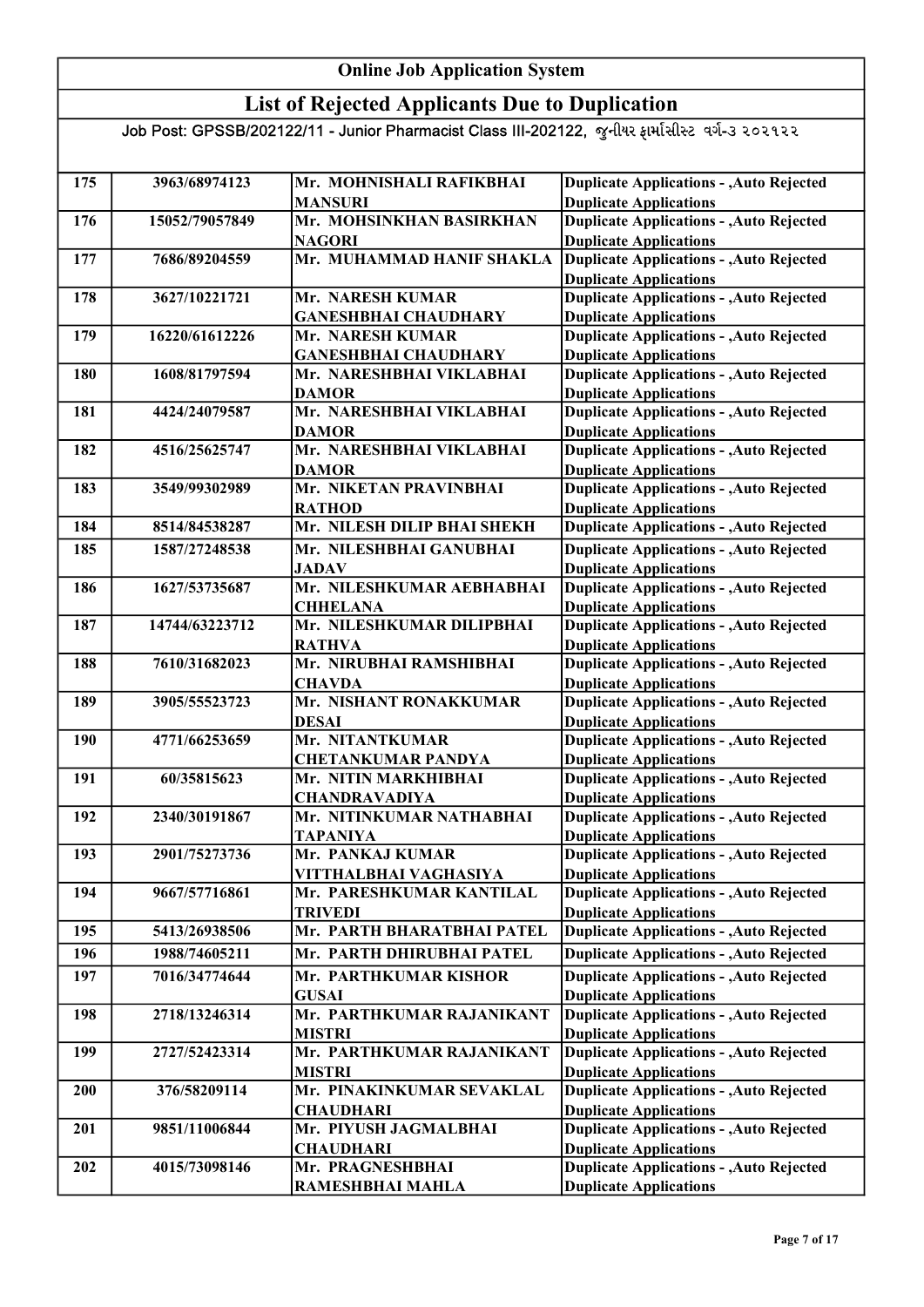# Online Job Application System

## List of Rejected Applicants Due to Duplication

Job Post: GPSSB/202122/11 - Junior Pharmacist Class III-202122, જુનીયર ફાર્માસીસ્ટ વર્ગ-૩ ૨૦૨૧૨૨

| | | | |
|---|---|---|---|
| 175 | 3963/68974123 | Mr. MOHNISHALI RAFIKBHAI MANSURI | Duplicate Applications - ,Auto Rejected Duplicate Applications |
| 176 | 15052/79057849 | Mr. MOHSINKHAN BASIRKHAN NAGORI | Duplicate Applications - ,Auto Rejected Duplicate Applications |
| 177 | 7686/89204559 | Mr. MUHAMMAD HANIF SHAKLA | Duplicate Applications - ,Auto Rejected Duplicate Applications |
| 178 | 3627/10221721 | Mr. NARESH KUMAR GANESHBHAI CHAUDHARY | Duplicate Applications - ,Auto Rejected Duplicate Applications |
| 179 | 16220/61612226 | Mr. NARESH KUMAR GANESHBHAI CHAUDHARY | Duplicate Applications - ,Auto Rejected Duplicate Applications |
| 180 | 1608/81797594 | Mr. NARESHBHAI VIKLABHAI DAMOR | Duplicate Applications - ,Auto Rejected Duplicate Applications |
| 181 | 4424/24079587 | Mr. NARESHBHAI VIKLABHAI DAMOR | Duplicate Applications - ,Auto Rejected Duplicate Applications |
| 182 | 4516/25625747 | Mr. NARESHBHAI VIKLABHAI DAMOR | Duplicate Applications - ,Auto Rejected Duplicate Applications |
| 183 | 3549/99302989 | Mr. NIKETAN PRAVINBHAI RATHOD | Duplicate Applications - ,Auto Rejected Duplicate Applications |
| 184 | 8514/84538287 | Mr. NILESH DILIP BHAI SHEKH | Duplicate Applications - ,Auto Rejected |
| 185 | 1587/27248538 | Mr. NILESHBHAI GANUBHAI JADAV | Duplicate Applications - ,Auto Rejected Duplicate Applications |
| 186 | 1627/53735687 | Mr. NILESHKUMAR AEBHABHAI CHHELANA | Duplicate Applications - ,Auto Rejected Duplicate Applications |
| 187 | 14744/63223712 | Mr. NILESHKUMAR DILIPBHAI RATHVA | Duplicate Applications - ,Auto Rejected Duplicate Applications |
| 188 | 7610/31682023 | Mr. NIRUBHAI RAMSHIBHAI CHAVDA | Duplicate Applications - ,Auto Rejected Duplicate Applications |
| 189 | 3905/55523723 | Mr. NISHANT RONAKKUMAR DESAI | Duplicate Applications - ,Auto Rejected Duplicate Applications |
| 190 | 4771/66253659 | Mr. NITANTKUMAR CHETANKUMAR PANDYA | Duplicate Applications - ,Auto Rejected Duplicate Applications |
| 191 | 60/35815623 | Mr. NITIN MARKHIBHAI CHANDRAVADIYA | Duplicate Applications - ,Auto Rejected Duplicate Applications |
| 192 | 2340/30191867 | Mr. NITINKUMAR NATHABHAI TAPANIYA | Duplicate Applications - ,Auto Rejected Duplicate Applications |
| 193 | 2901/75273736 | Mr. PANKAJ KUMAR VITTHALBHAI VAGHASIYA | Duplicate Applications - ,Auto Rejected Duplicate Applications |
| 194 | 9667/57716861 | Mr. PARESHKUMAR KANTILAL TRIVEDI | Duplicate Applications - ,Auto Rejected Duplicate Applications |
| 195 | 5413/26938506 | Mr. PARTH BHARATBHAI PATEL | Duplicate Applications - ,Auto Rejected |
| 196 | 1988/74605211 | Mr. PARTH DHIRUBHAI PATEL | Duplicate Applications - ,Auto Rejected |
| 197 | 7016/34774644 | Mr. PARTHKUMAR KISHOR GUSAI | Duplicate Applications - ,Auto Rejected Duplicate Applications |
| 198 | 2718/13246314 | Mr. PARTHKUMAR RAJANIKANT MISTRI | Duplicate Applications - ,Auto Rejected Duplicate Applications |
| 199 | 2727/52423314 | Mr. PARTHKUMAR RAJANIKANT MISTRI | Duplicate Applications - ,Auto Rejected Duplicate Applications |
| 200 | 376/58209114 | Mr. PINAKINKUMAR SEVAKLAL CHAUDHARI | Duplicate Applications - ,Auto Rejected Duplicate Applications |
| 201 | 9851/11006844 | Mr. PIYUSH JAGMALBHAI CHAUDHARI | Duplicate Applications - ,Auto Rejected Duplicate Applications |
| 202 | 4015/73098146 | Mr. PRAGNESHBHAI RAMESHBHAI MAHLA | Duplicate Applications - ,Auto Rejected Duplicate Applications |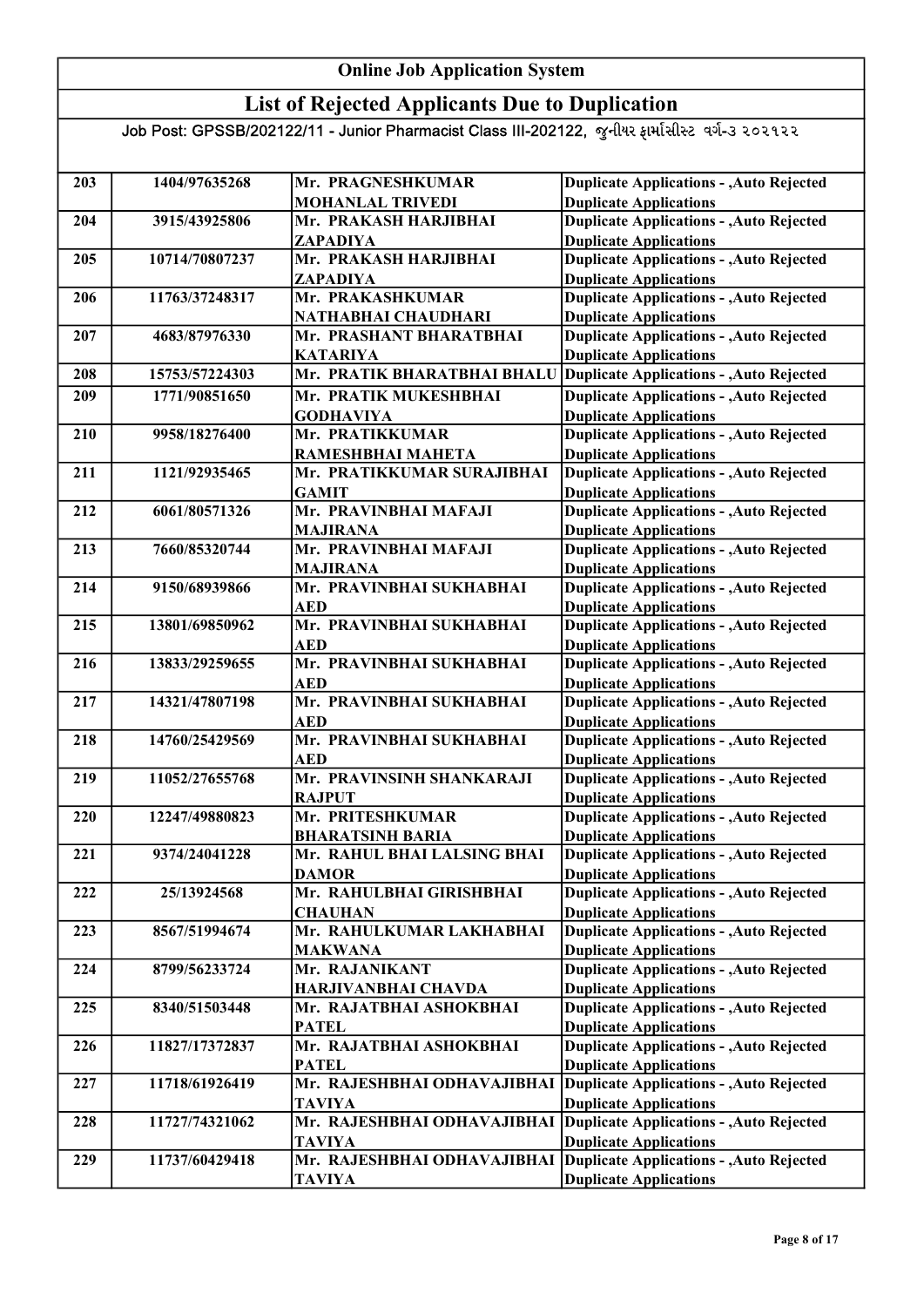| Online Job Application System | | | |
|---|---|---|---|
| **List of Rejected Applicants Due to Duplication** | | | |
| Job Post: GPSSB/202122/11 - Junior Pharmacist Class III-202122, જુનીયર ફાર્માસીસ્ટ વર્ગ-૩ ૨૦૨૧૨૨ | | | |
| 203 | 1404/97635268 | Mr. PRAGNESHKUMAR MOHANLAL TRIVEDI | Duplicate Applications - ,Auto Rejected Duplicate Applications |
| 204 | 3915/43925806 | Mr. PRAKASH HARJIBHAI ZAPADIYA | Duplicate Applications - ,Auto Rejected Duplicate Applications |
| 205 | 10714/70807237 | Mr. PRAKASH HARJIBHAI ZAPADIYA | Duplicate Applications - ,Auto Rejected Duplicate Applications |
| 206 | 11763/37248317 | Mr. PRAKASHKUMAR NATHABHAI CHAUDHARI | Duplicate Applications - ,Auto Rejected Duplicate Applications |
| 207 | 4683/87976330 | Mr. PRASHANT BHARATBHAI KATARIYA | Duplicate Applications - ,Auto Rejected Duplicate Applications |
| 208 | 15753/57224303 | Mr. PRATIK BHARATBHAI BHALU | Duplicate Applications - ,Auto Rejected |
| 209 | 1771/90851650 | Mr. PRATIK MUKESHBHAI GODHAVIYA | Duplicate Applications - ,Auto Rejected Duplicate Applications |
| 210 | 9958/18276400 | Mr. PRATIKKUMAR RAMESHBHAI MAHETA | Duplicate Applications - ,Auto Rejected Duplicate Applications |
| 211 | 1121/92935465 | Mr. PRATIKKUMAR SURAJIBHAI GAMIT | Duplicate Applications - ,Auto Rejected Duplicate Applications |
| 212 | 6061/80571326 | Mr. PRAVINBHAI MAFAJI MAJIRANA | Duplicate Applications - ,Auto Rejected Duplicate Applications |
| 213 | 7660/85320744 | Mr. PRAVINBHAI MAFAJI MAJIRANA | Duplicate Applications - ,Auto Rejected Duplicate Applications |
| 214 | 9150/68939866 | Mr. PRAVINBHAI SUKHABHAI AED | Duplicate Applications - ,Auto Rejected Duplicate Applications |
| 215 | 13801/69850962 | Mr. PRAVINBHAI SUKHABHAI AED | Duplicate Applications - ,Auto Rejected Duplicate Applications |
| 216 | 13833/29259655 | Mr. PRAVINBHAI SUKHABHAI AED | Duplicate Applications - ,Auto Rejected Duplicate Applications |
| 217 | 14321/47807198 | Mr. PRAVINBHAI SUKHABHAI AED | Duplicate Applications - ,Auto Rejected Duplicate Applications |
| 218 | 14760/25429569 | Mr. PRAVINBHAI SUKHABHAI AED | Duplicate Applications - ,Auto Rejected Duplicate Applications |
| 219 | 11052/27655768 | Mr. PRAVINSINH SHANKARAJI RAJPUT | Duplicate Applications - ,Auto Rejected Duplicate Applications |
| 220 | 12247/49880823 | Mr. PRITESHKUMAR BHARATSINH BARIA | Duplicate Applications - ,Auto Rejected Duplicate Applications |
| 221 | 9374/24041228 | Mr. RAHUL BHAI LALSING BHAI DAMOR | Duplicate Applications - ,Auto Rejected Duplicate Applications |
| 222 | 25/13924568 | Mr. RAHULBHAI GIRISHBHAI CHAUHAN | Duplicate Applications - ,Auto Rejected Duplicate Applications |
| 223 | 8567/51994674 | Mr. RAHULKUMAR LAKHABHAI MAKWANA | Duplicate Applications - ,Auto Rejected Duplicate Applications |
| 224 | 8799/56233724 | Mr. RAJANIKANT HARJIVANBHAI CHAVDA | Duplicate Applications - ,Auto Rejected Duplicate Applications |
| 225 | 8340/51503448 | Mr. RAJATBHAI ASHOKBHAI PATEL | Duplicate Applications - ,Auto Rejected Duplicate Applications |
| 226 | 11827/17372837 | Mr. RAJATBHAI ASHOKBHAI PATEL | Duplicate Applications - ,Auto Rejected Duplicate Applications |
| 227 | 11718/61926419 | Mr. RAJESHBHAI ODHAVAJIBHAI TAVIYA | Duplicate Applications - ,Auto Rejected Duplicate Applications |
| 228 | 11727/74321062 | Mr. RAJESHBHAI ODHAVAJIBHAI TAVIYA | Duplicate Applications - ,Auto Rejected Duplicate Applications |
| 229 | 11737/60429418 | Mr. RAJESHBHAI ODHAVAJIBHAI TAVIYA | Duplicate Applications - ,Auto Rejected Duplicate Applications |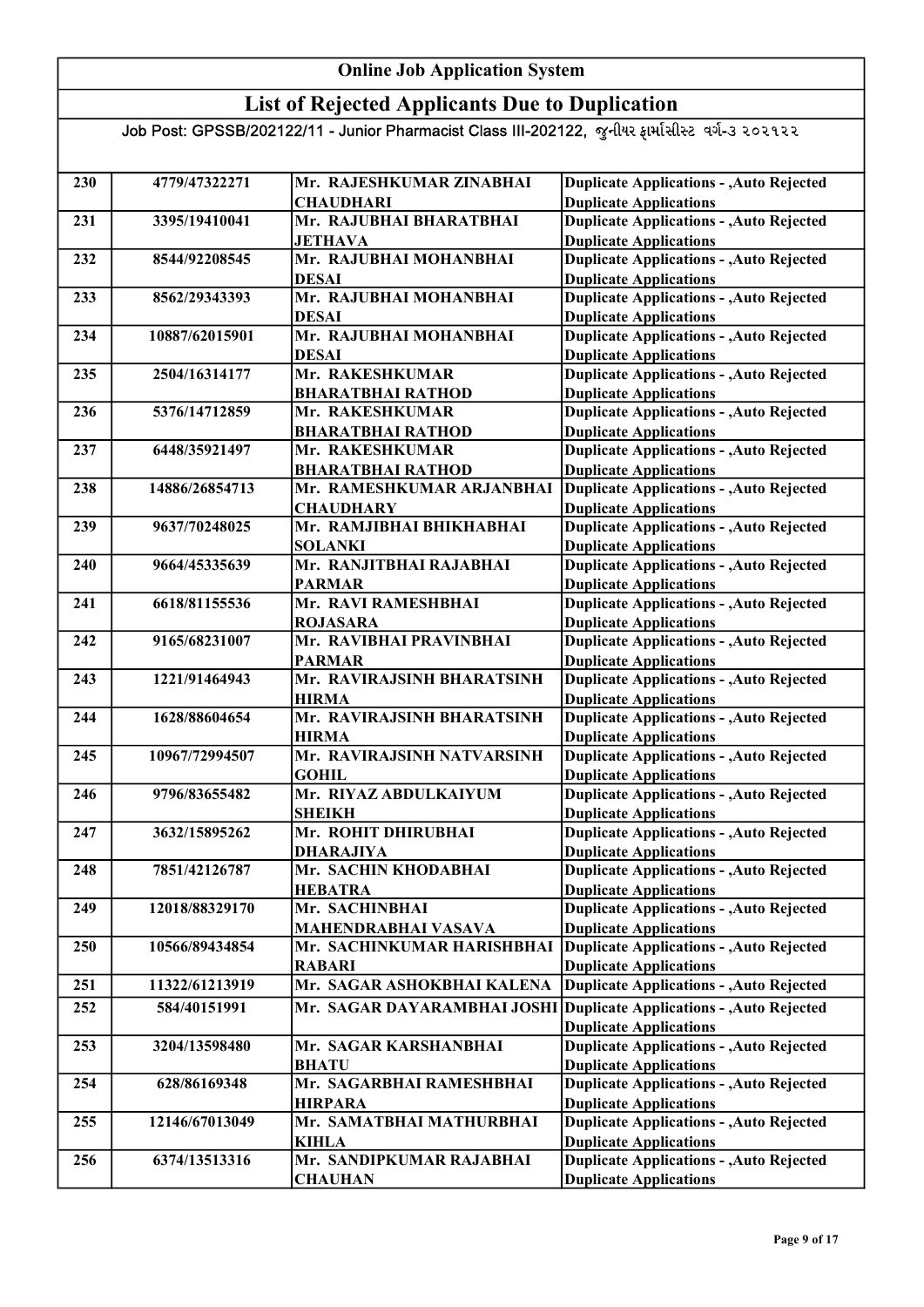# Online Job Application System

## List of Rejected Applicants Due to Duplication

Job Post: GPSSB/202122/11 - Junior Pharmacist Class III-202122, જુનીયર ફાર્માસીસ્ટ વર્ગ-૩ ૨૦૨૧૨૨

| | | | |
|---|---|---|---|
| 230 | 4779/47322271 | Mr. RAJESHKUMAR ZINABHAI CHAUDHARI | Duplicate Applications - ,Auto Rejected Duplicate Applications |
| 231 | 3395/19410041 | Mr. RAJUBHAI BHARATBHAI JETHAVA | Duplicate Applications - ,Auto Rejected Duplicate Applications |
| 232 | 8544/92208545 | Mr. RAJUBHAI MOHANBHAI DESAI | Duplicate Applications - ,Auto Rejected Duplicate Applications |
| 233 | 8562/29343393 | Mr. RAJUBHAI MOHANBHAI DESAI | Duplicate Applications - ,Auto Rejected Duplicate Applications |
| 234 | 10887/62015901 | Mr. RAJUBHAI MOHANBHAI DESAI | Duplicate Applications - ,Auto Rejected Duplicate Applications |
| 235 | 2504/16314177 | Mr. RAKESHKUMAR BHARATBHAI RATHOD | Duplicate Applications - ,Auto Rejected Duplicate Applications |
| 236 | 5376/14712859 | Mr. RAKESHKUMAR BHARATBHAI RATHOD | Duplicate Applications - ,Auto Rejected Duplicate Applications |
| 237 | 6448/35921497 | Mr. RAKESHKUMAR BHARATBHAI RATHOD | Duplicate Applications - ,Auto Rejected Duplicate Applications |
| 238 | 14886/26854713 | Mr. RAMESHKUMAR ARJANBHAI CHAUDHARY | Duplicate Applications - ,Auto Rejected Duplicate Applications |
| 239 | 9637/70248025 | Mr. RAMJIBHAI BHIKHABHAI SOLANKI | Duplicate Applications - ,Auto Rejected Duplicate Applications |
| 240 | 9664/45335639 | Mr. RANJITBHAI RAJABHAI PARMAR | Duplicate Applications - ,Auto Rejected Duplicate Applications |
| 241 | 6618/81155536 | Mr. RAVI RAMESHBHAI ROJASARA | Duplicate Applications - ,Auto Rejected Duplicate Applications |
| 242 | 9165/68231007 | Mr. RAVIBHAI PRAVINBHAI PARMAR | Duplicate Applications - ,Auto Rejected Duplicate Applications |
| 243 | 1221/91464943 | Mr. RAVIRAJSINH BHARATSINH HIRMA | Duplicate Applications - ,Auto Rejected Duplicate Applications |
| 244 | 1628/88604654 | Mr. RAVIRAJSINH BHARATSINH HIRMA | Duplicate Applications - ,Auto Rejected Duplicate Applications |
| 245 | 10967/72994507 | Mr. RAVIRAJSINH NATVARSINH GOHIL | Duplicate Applications - ,Auto Rejected Duplicate Applications |
| 246 | 9796/83655482 | Mr. RIYAZ ABDULKAIYUM SHEIKH | Duplicate Applications - ,Auto Rejected Duplicate Applications |
| 247 | 3632/15895262 | Mr. ROHIT DHIRUBHAI DHARAJIYA | Duplicate Applications - ,Auto Rejected Duplicate Applications |
| 248 | 7851/42126787 | Mr. SACHIN KHODABHAI HEBATRA | Duplicate Applications - ,Auto Rejected Duplicate Applications |
| 249 | 12018/88329170 | Mr. SACHINBHAI MAHENDRABHAI VASAVA | Duplicate Applications - ,Auto Rejected Duplicate Applications |
| 250 | 10566/89434854 | Mr. SACHINKUMAR HARISHBHAI RABARI | Duplicate Applications - ,Auto Rejected Duplicate Applications |
| 251 | 11322/61213919 | Mr. SAGAR ASHOKBHAI KALENA | Duplicate Applications - ,Auto Rejected |
| 252 | 584/40151991 | Mr. SAGAR DAYARAMBHAI JOSHI | Duplicate Applications - ,Auto Rejected Duplicate Applications |
| 253 | 3204/13598480 | Mr. SAGAR KARSHANBHAI BHATU | Duplicate Applications - ,Auto Rejected Duplicate Applications |
| 254 | 628/86169348 | Mr. SAGARBHAI RAMESHBHAI HIRPARA | Duplicate Applications - ,Auto Rejected Duplicate Applications |
| 255 | 12146/67013049 | Mr. SAMATBHAI MATHURBHAI KIHLA | Duplicate Applications - ,Auto Rejected Duplicate Applications |
| 256 | 6374/13513316 | Mr. SANDIPKUMAR RAJABHAI CHAUHAN | Duplicate Applications - ,Auto Rejected Duplicate Applications |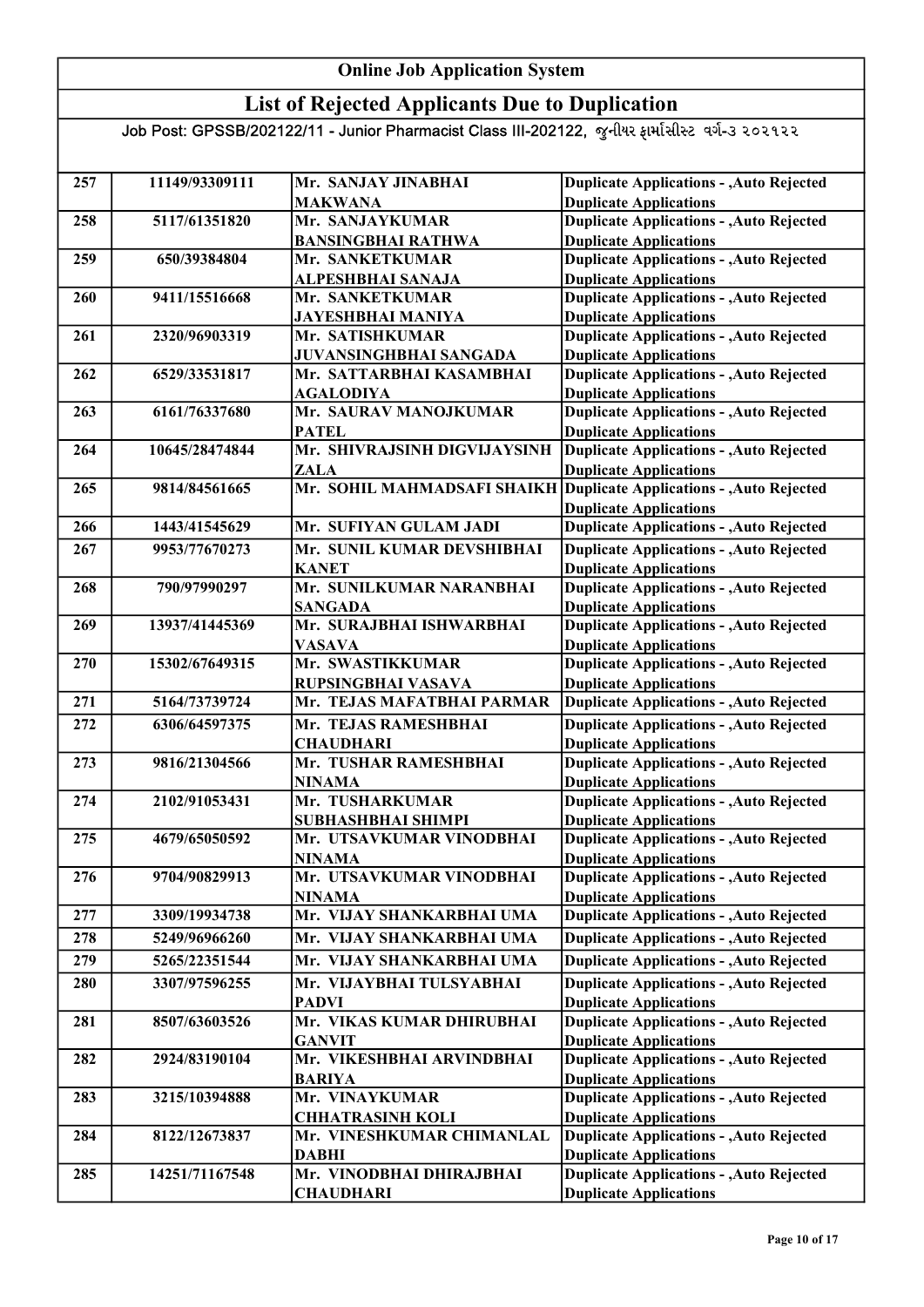# Online Job Application System

## List of Rejected Applicants Due to Duplication

Job Post: GPSSB/202122/11 - Junior Pharmacist Class III-202122, જુનીયર ફાર્માસીસ્ટ વર્ગ-૩ ૨૦૨૧૨૨

| | | | |
|---|---|---|---|
| 257 | 11149/93309111 | Mr. SANJAY JINABHAI MAKWANA | Duplicate Applications - ,Auto Rejected Duplicate Applications |
| 258 | 5117/61351820 | Mr. SANJAYKUMAR BANSINGBHAI RATHWA | Duplicate Applications - ,Auto Rejected Duplicate Applications |
| 259 | 650/39384804 | Mr. SANKETKUMAR ALPESHBHAI SANAJA | Duplicate Applications - ,Auto Rejected Duplicate Applications |
| 260 | 9411/15516668 | Mr. SANKETKUMAR JAYESHBHAI MANIYA | Duplicate Applications - ,Auto Rejected Duplicate Applications |
| 261 | 2320/96903319 | Mr. SATISHKUMAR JUVANSINGHBHAI SANGADA | Duplicate Applications - ,Auto Rejected Duplicate Applications |
| 262 | 6529/33531817 | Mr. SATTARBHAI KASAMBHAI AGALODIYA | Duplicate Applications - ,Auto Rejected Duplicate Applications |
| 263 | 6161/76337680 | Mr. SAURAV MANOJKUMAR PATEL | Duplicate Applications - ,Auto Rejected Duplicate Applications |
| 264 | 10645/28474844 | Mr. SHIVRAJSINH DIGVIJAYSINH ZALA | Duplicate Applications - ,Auto Rejected Duplicate Applications |
| 265 | 9814/84561665 | Mr. SOHIL MAHMADSAFI SHAIKH | Duplicate Applications - ,Auto Rejected Duplicate Applications |
| 266 | 1443/41545629 | Mr. SUFIYAN GULAM JADI | Duplicate Applications - ,Auto Rejected |
| 267 | 9953/77670273 | Mr. SUNIL KUMAR DEVSHIBHAI KANET | Duplicate Applications - ,Auto Rejected Duplicate Applications |
| 268 | 790/97990297 | Mr. SUNILKUMAR NARANBHAI SANGADA | Duplicate Applications - ,Auto Rejected Duplicate Applications |
| 269 | 13937/41445369 | Mr. SURAJBHAI ISHWARBHAI VASAVA | Duplicate Applications - ,Auto Rejected Duplicate Applications |
| 270 | 15302/67649315 | Mr. SWASTIKKUMAR RUPSINGBHAI VASAVA | Duplicate Applications - ,Auto Rejected Duplicate Applications |
| 271 | 5164/73739724 | Mr. TEJAS MAFATBHAI PARMAR | Duplicate Applications - ,Auto Rejected |
| 272 | 6306/64597375 | Mr. TEJAS RAMESHBHAI CHAUDHARI | Duplicate Applications - ,Auto Rejected Duplicate Applications |
| 273 | 9816/21304566 | Mr. TUSHAR RAMESHBHAI NINAMA | Duplicate Applications - ,Auto Rejected Duplicate Applications |
| 274 | 2102/91053431 | Mr. TUSHARKUMAR SUBHASHBHAI SHIMPI | Duplicate Applications - ,Auto Rejected Duplicate Applications |
| 275 | 4679/65050592 | Mr. UTSAVKUMAR VINODBHAI NINAMA | Duplicate Applications - ,Auto Rejected Duplicate Applications |
| 276 | 9704/90829913 | Mr. UTSAVKUMAR VINODBHAI NINAMA | Duplicate Applications - ,Auto Rejected Duplicate Applications |
| 277 | 3309/19934738 | Mr. VIJAY SHANKARBHAI UMA | Duplicate Applications - ,Auto Rejected |
| 278 | 5249/96966260 | Mr. VIJAY SHANKARBHAI UMA | Duplicate Applications - ,Auto Rejected |
| 279 | 5265/22351544 | Mr. VIJAY SHANKARBHAI UMA | Duplicate Applications - ,Auto Rejected |
| 280 | 3307/97596255 | Mr. VIJAYBHAI TULSYABHAI PADVI | Duplicate Applications - ,Auto Rejected Duplicate Applications |
| 281 | 8507/63603526 | Mr. VIKAS KUMAR DHIRUBHAI GANVIT | Duplicate Applications - ,Auto Rejected Duplicate Applications |
| 282 | 2924/83190104 | Mr. VIKESHBHAI ARVINDBHAI BARIYA | Duplicate Applications - ,Auto Rejected Duplicate Applications |
| 283 | 3215/10394888 | Mr. VINAYKUMAR CHHATRASINH KOLI | Duplicate Applications - ,Auto Rejected Duplicate Applications |
| 284 | 8122/12673837 | Mr. VINESHKUMAR CHIMANLAL DABHI | Duplicate Applications - ,Auto Rejected Duplicate Applications |
| 285 | 14251/71167548 | Mr. VINODBHAI DHIRAJBHAI CHAUDHARI | Duplicate Applications - ,Auto Rejected Duplicate Applications |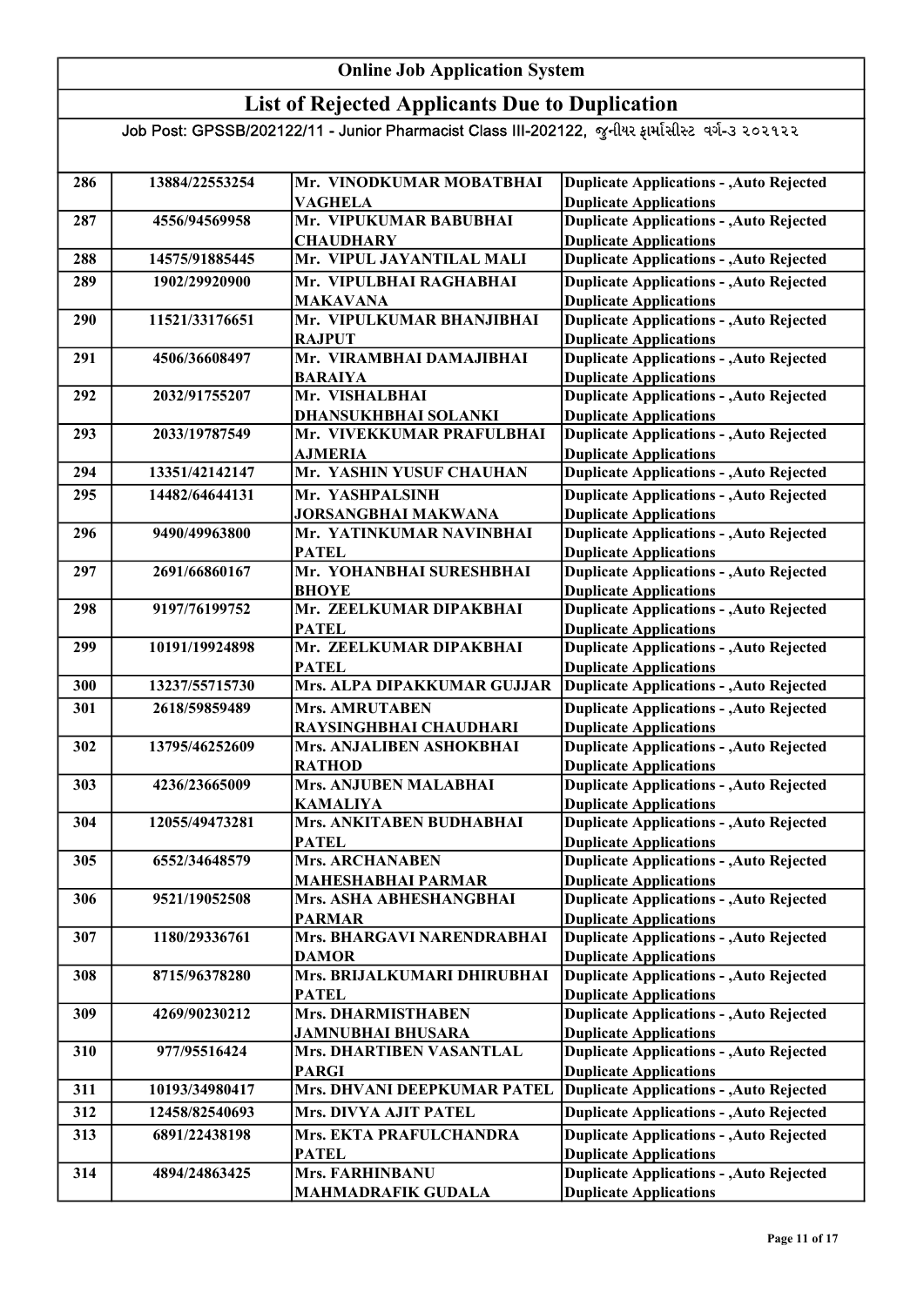# Online Job Application System

## List of Rejected Applicants Due to Duplication

Job Post: GPSSB/202122/11 - Junior Pharmacist Class III-202122, જુનીયર ફાર્માસીસ્ટ વર્ગ-૩ ૨૦૨૧૨૨

| | | | |
|---|---|---|---|
| 286 | 13884/22553254 | Mr. VINODKUMAR MOBATBHAI VAGHELA | Duplicate Applications - ,Auto Rejected Duplicate Applications |
| 287 | 4556/94569958 | Mr. VIPUKUMAR BABUBHAI CHAUDHARY | Duplicate Applications - ,Auto Rejected Duplicate Applications |
| 288 | 14575/91885445 | Mr. VIPUL JAYANTILAL MALI | Duplicate Applications - ,Auto Rejected |
| 289 | 1902/29920900 | Mr. VIPULBHAI RAGHABHAI MAKAVANA | Duplicate Applications - ,Auto Rejected Duplicate Applications |
| 290 | 11521/33176651 | Mr. VIPULKUMAR BHANJIBHAI RAJPUT | Duplicate Applications - ,Auto Rejected Duplicate Applications |
| 291 | 4506/36608497 | Mr. VIRAMBHAI DAMAJIBHAI BARAIYA | Duplicate Applications - ,Auto Rejected Duplicate Applications |
| 292 | 2032/91755207 | Mr. VISHALBHAI DHANSUKHBHAI SOLANKI | Duplicate Applications - ,Auto Rejected Duplicate Applications |
| 293 | 2033/19787549 | Mr. VIVEKKUMAR PRAFULBHAI AJMERIA | Duplicate Applications - ,Auto Rejected Duplicate Applications |
| 294 | 13351/42142147 | Mr. YASHIN YUSUF CHAUHAN | Duplicate Applications - ,Auto Rejected |
| 295 | 14482/64644131 | Mr. YASHPALSINH JORSANGBHAI MAKWANA | Duplicate Applications - ,Auto Rejected Duplicate Applications |
| 296 | 9490/49963800 | Mr. YATINKUMAR NAVINBHAI PATEL | Duplicate Applications - ,Auto Rejected Duplicate Applications |
| 297 | 2691/66860167 | Mr. YOHANBHAI SURESHBHAI BHOYE | Duplicate Applications - ,Auto Rejected Duplicate Applications |
| 298 | 9197/76199752 | Mr. ZEELKUMAR DIPAKBHAI PATEL | Duplicate Applications - ,Auto Rejected Duplicate Applications |
| 299 | 10191/19924898 | Mr. ZEELKUMAR DIPAKBHAI PATEL | Duplicate Applications - ,Auto Rejected Duplicate Applications |
| 300 | 13237/55715730 | Mrs. ALPA DIPAKKUMAR GUJJAR | Duplicate Applications - ,Auto Rejected |
| 301 | 2618/59859489 | Mrs. AMRUTABEN RAYSINGHBHAI CHAUDHARI | Duplicate Applications - ,Auto Rejected Duplicate Applications |
| 302 | 13795/46252609 | Mrs. ANJALIBEN ASHOKBHAI RATHOD | Duplicate Applications - ,Auto Rejected Duplicate Applications |
| 303 | 4236/23665009 | Mrs. ANJUBEN MALABHAI KAMALIYA | Duplicate Applications - ,Auto Rejected Duplicate Applications |
| 304 | 12055/49473281 | Mrs. ANKITABEN BUDHABHAI PATEL | Duplicate Applications - ,Auto Rejected Duplicate Applications |
| 305 | 6552/34648579 | Mrs. ARCHANABEN MAHESHABHAI PARMAR | Duplicate Applications - ,Auto Rejected Duplicate Applications |
| 306 | 9521/19052508 | Mrs. ASHA ABHESHANGBHAI PARMAR | Duplicate Applications - ,Auto Rejected Duplicate Applications |
| 307 | 1180/29336761 | Mrs. BHARGAVI NARENDRABHAI DAMOR | Duplicate Applications - ,Auto Rejected Duplicate Applications |
| 308 | 8715/96378280 | Mrs. BRIJALKUMARI DHIRUBHAI PATEL | Duplicate Applications - ,Auto Rejected Duplicate Applications |
| 309 | 4269/90230212 | Mrs. DHARMISTHABEN JAMNUBHAI BHUSARA | Duplicate Applications - ,Auto Rejected Duplicate Applications |
| 310 | 977/95516424 | Mrs. DHARTIBEN VASANTLAL PARGI | Duplicate Applications - ,Auto Rejected Duplicate Applications |
| 311 | 10193/34980417 | Mrs. DHVANI DEEPKUMAR PATEL | Duplicate Applications - ,Auto Rejected |
| 312 | 12458/82540693 | Mrs. DIVYA AJIT PATEL | Duplicate Applications - ,Auto Rejected |
| 313 | 6891/22438198 | Mrs. EKTA PRAFULCHANDRA PATEL | Duplicate Applications - ,Auto Rejected Duplicate Applications |
| 314 | 4894/24863425 | Mrs. FARHINBANU MAHMADRAFIK GUDALA | Duplicate Applications - ,Auto Rejected Duplicate Applications |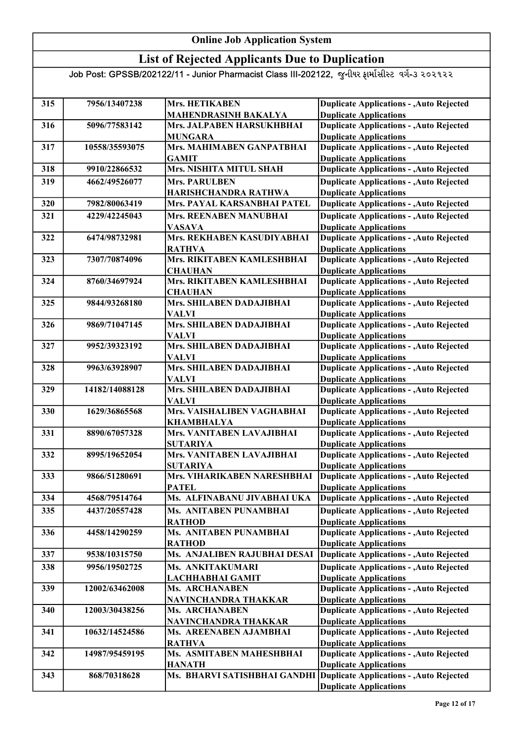# Online Job Application System

## List of Rejected Applicants Due to Duplication

Job Post: GPSSB/202122/11 - Junior Pharmacist Class III-202122, જુનીયર ફાર્માસીસ્ટ વર્ગ-૩ ૨૦૨૧૨૨

| | | | |
|---|---|---|---|
| 315 | 7956/13407238 | Mrs. HETIKABEN MAHENDRASINH BAKALYA | Duplicate Applications - ,Auto Rejected Duplicate Applications |
| 316 | 5096/77583142 | Mrs. JALPABEN HARSUKHBHAI MUNGARA | Duplicate Applications - ,Auto Rejected Duplicate Applications |
| 317 | 10558/35593075 | Mrs. MAHIMABEN GANPATBHAI GAMIT | Duplicate Applications - ,Auto Rejected Duplicate Applications |
| 318 | 9910/22866532 | Mrs. NISHITA MITUL SHAH | Duplicate Applications - ,Auto Rejected |
| 319 | 4662/49526077 | Mrs. PARULBEN HARISHCHANDRA RATHWA | Duplicate Applications - ,Auto Rejected Duplicate Applications |
| 320 | 7982/80063419 | Mrs. PAYAL KARSANBHAI PATEL | Duplicate Applications - ,Auto Rejected |
| 321 | 4229/42245043 | Mrs. REENABEN MANUBHAI VASAVA | Duplicate Applications - ,Auto Rejected Duplicate Applications |
| 322 | 6474/98732981 | Mrs. REKHABEN KASUDIYABHAI RATHVA | Duplicate Applications - ,Auto Rejected Duplicate Applications |
| 323 | 7307/70874096 | Mrs. RIKITABEN KAMLESHBHAI CHAUHAN | Duplicate Applications - ,Auto Rejected Duplicate Applications |
| 324 | 8760/34697924 | Mrs. RIKITABEN KAMLESHBHAI CHAUHAN | Duplicate Applications - ,Auto Rejected Duplicate Applications |
| 325 | 9844/93268180 | Mrs. SHILABEN DADAJIBHAI VALVI | Duplicate Applications - ,Auto Rejected Duplicate Applications |
| 326 | 9869/71047145 | Mrs. SHILABEN DADAJIBHAI VALVI | Duplicate Applications - ,Auto Rejected Duplicate Applications |
| 327 | 9952/39323192 | Mrs. SHILABEN DADAJIBHAI VALVI | Duplicate Applications - ,Auto Rejected Duplicate Applications |
| 328 | 9963/63928907 | Mrs. SHILABEN DADAJIBHAI VALVI | Duplicate Applications - ,Auto Rejected Duplicate Applications |
| 329 | 14182/14088128 | Mrs. SHILABEN DADAJIBHAI VALVI | Duplicate Applications - ,Auto Rejected Duplicate Applications |
| 330 | 1629/36865568 | Mrs. VAISHALIBEN VAGHABHAI KHAMBHALYA | Duplicate Applications - ,Auto Rejected Duplicate Applications |
| 331 | 8890/67057328 | Mrs. VANITABEN LAVAJIBHAI SUTARIYA | Duplicate Applications - ,Auto Rejected Duplicate Applications |
| 332 | 8995/19652054 | Mrs. VANITABEN LAVAJIBHAI SUTARIYA | Duplicate Applications - ,Auto Rejected Duplicate Applications |
| 333 | 9866/51280691 | Mrs. VIHARIKABEN NARESHBHAI PATEL | Duplicate Applications - ,Auto Rejected Duplicate Applications |
| 334 | 4568/79514764 | Ms. ALFINABANU JIVABHAI UKA | Duplicate Applications - ,Auto Rejected |
| 335 | 4437/20557428 | Ms. ANITABEN PUNAMBHAI RATHOD | Duplicate Applications - ,Auto Rejected Duplicate Applications |
| 336 | 4458/14290259 | Ms. ANITABEN PUNAMBHAI RATHOD | Duplicate Applications - ,Auto Rejected Duplicate Applications |
| 337 | 9538/10315750 | Ms. ANJALIBEN RAJUBHAI DESAI | Duplicate Applications - ,Auto Rejected |
| 338 | 9956/19502725 | Ms. ANKITAKUMARI LACHHABHAI GAMIT | Duplicate Applications - ,Auto Rejected Duplicate Applications |
| 339 | 12002/63462008 | Ms. ARCHANABEN NAVINCHANDRA THAKKAR | Duplicate Applications - ,Auto Rejected Duplicate Applications |
| 340 | 12003/30438256 | Ms. ARCHANABEN NAVINCHANDRA THAKKAR | Duplicate Applications - ,Auto Rejected Duplicate Applications |
| 341 | 10632/14524586 | Ms. AREENABEN AJAMBHAI RATHVA | Duplicate Applications - ,Auto Rejected Duplicate Applications |
| 342 | 14987/95459195 | Ms. ASMITABEN MAHESHBHAI HANATH | Duplicate Applications - ,Auto Rejected Duplicate Applications |
| 343 | 868/70318628 | Ms. BHARVI SATISHBHAI GANDHI | Duplicate Applications - ,Auto Rejected Duplicate Applications |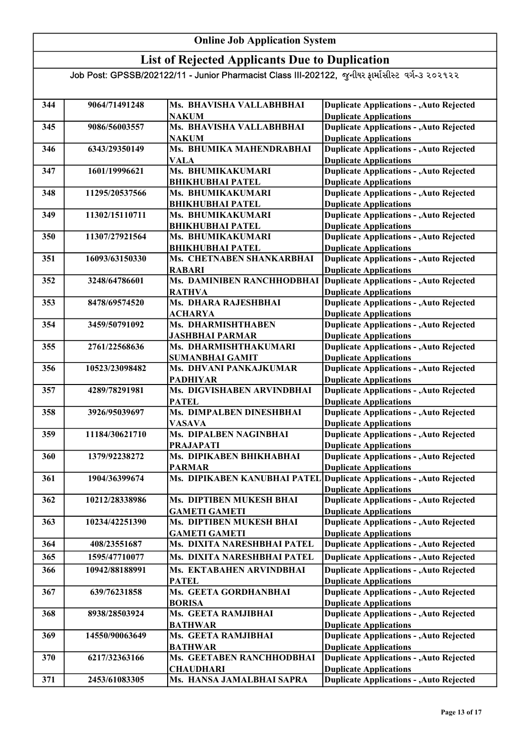# Online Job Application System

## List of Rejected Applicants Due to Duplication

Job Post: GPSSB/202122/11 - Junior Pharmacist Class III-202122, જુનીયર ફાર્માસીસ્ટ વર્ગ-૩ ૨૦૨૧૨૨

| | | | |
|---|---|---|---|
| 344 | 9064/71491248 | Ms. BHAVISHA VALLABHBHAI NAKUM | Duplicate Applications - ,Auto Rejected Duplicate Applications |
| 345 | 9086/56003557 | Ms. BHAVISHA VALLABHBHAI NAKUM | Duplicate Applications - ,Auto Rejected Duplicate Applications |
| 346 | 6343/29350149 | Ms. BHUMIKA MAHENDRABHAI VALA | Duplicate Applications - ,Auto Rejected Duplicate Applications |
| 347 | 1601/19996621 | Ms. BHUMIKAKUMARI BHIKHUBHAI PATEL | Duplicate Applications - ,Auto Rejected Duplicate Applications |
| 348 | 11295/20537566 | Ms. BHUMIKAKUMARI BHIKHUBHAI PATEL | Duplicate Applications - ,Auto Rejected Duplicate Applications |
| 349 | 11302/15110711 | Ms. BHUMIKAKUMARI BHIKHUBHAI PATEL | Duplicate Applications - ,Auto Rejected Duplicate Applications |
| 350 | 11307/27921564 | Ms. BHUMIKAKUMARI BHIKHUBHAI PATEL | Duplicate Applications - ,Auto Rejected Duplicate Applications |
| 351 | 16093/63150330 | Ms. CHETNABEN SHANKARBHAI RABARI | Duplicate Applications - ,Auto Rejected Duplicate Applications |
| 352 | 3248/64786601 | Ms. DAMINIBEN RANCHHODBHAI RATHVA | Duplicate Applications - ,Auto Rejected Duplicate Applications |
| 353 | 8478/69574520 | Ms. DHARA RAJESHBHAI ACHARYA | Duplicate Applications - ,Auto Rejected Duplicate Applications |
| 354 | 3459/50791092 | Ms. DHARMISHTHABEN JASHBHAI PARMAR | Duplicate Applications - ,Auto Rejected Duplicate Applications |
| 355 | 2761/22568636 | Ms. DHARMISHTHAKUMARI SUMANBHAI GAMIT | Duplicate Applications - ,Auto Rejected Duplicate Applications |
| 356 | 10523/23098482 | Ms. DHVANI PANKAJKUMAR PADHIYAR | Duplicate Applications - ,Auto Rejected Duplicate Applications |
| 357 | 4289/78291981 | Ms. DIGVISHABEN ARVINDBHAI PATEL | Duplicate Applications - ,Auto Rejected Duplicate Applications |
| 358 | 3926/95039697 | Ms. DIMPALBEN DINESHBHAI VASAVA | Duplicate Applications - ,Auto Rejected Duplicate Applications |
| 359 | 11184/30621710 | Ms. DIPALBEN NAGINBHAI PRAJAPATI | Duplicate Applications - ,Auto Rejected Duplicate Applications |
| 360 | 1379/92238272 | Ms. DIPIKABEN BHIKHABHAI PARMAR | Duplicate Applications - ,Auto Rejected Duplicate Applications |
| 361 | 1904/36399674 | Ms. DIPIKABEN KANUBHAI PATEL | Duplicate Applications - ,Auto Rejected Duplicate Applications |
| 362 | 10212/28338986 | Ms. DIPTIBEN MUKESH BHAI GAMETI GAMETI | Duplicate Applications - ,Auto Rejected Duplicate Applications |
| 363 | 10234/42251390 | Ms. DIPTIBEN MUKESH BHAI GAMETI GAMETI | Duplicate Applications - ,Auto Rejected Duplicate Applications |
| 364 | 408/23551687 | Ms. DIXITA NARESHBHAI PATEL | Duplicate Applications - ,Auto Rejected |
| 365 | 1595/47710077 | Ms. DIXITA NARESHBHAI PATEL | Duplicate Applications - ,Auto Rejected |
| 366 | 10942/88188991 | Ms. EKTABAHEN ARVINDBHAI PATEL | Duplicate Applications - ,Auto Rejected Duplicate Applications |
| 367 | 639/76231858 | Ms. GEETA GORDHANBHAI BORISA | Duplicate Applications - ,Auto Rejected Duplicate Applications |
| 368 | 8938/28503924 | Ms. GEETA RAMJIBHAI BATHWAR | Duplicate Applications - ,Auto Rejected Duplicate Applications |
| 369 | 14550/90063649 | Ms. GEETA RAMJIBHAI BATHWAR | Duplicate Applications - ,Auto Rejected Duplicate Applications |
| 370 | 6217/32363166 | Ms. GEETABEN RANCHHODBHAI CHAUDHARI | Duplicate Applications - ,Auto Rejected Duplicate Applications |
| 371 | 2453/61083305 | Ms. HANSA JAMALBHAI SAPRA | Duplicate Applications - ,Auto Rejected |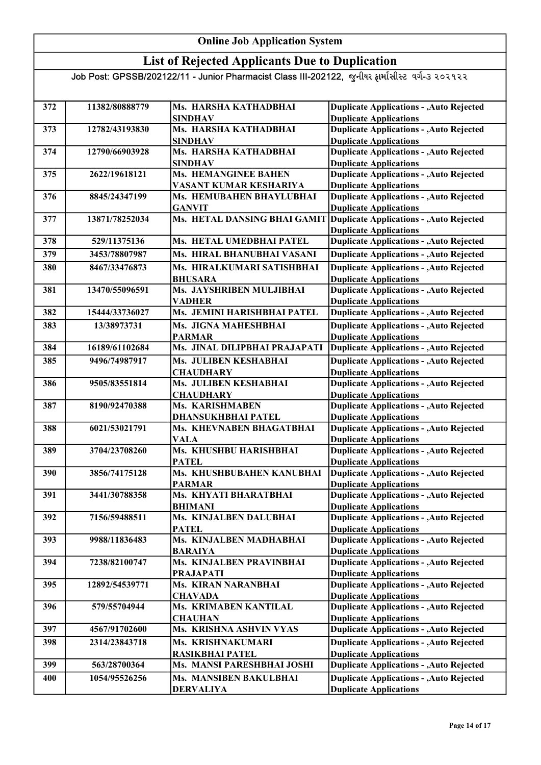# Online Job Application System

## List of Rejected Applicants Due to Duplication

Job Post: GPSSB/202122/11 - Junior Pharmacist Class III-202122, જુનીયર ફાર્માસીસ્ટ વર્ગ-૩ ૨૦૨૧૨૨

| | | | |
|---|---|---|---|
| 372 | 11382/80888779 | Ms. HARSHA KATHADBHAI SINDHAV | Duplicate Applications - ,Auto Rejected Duplicate Applications |
| 373 | 12782/43193830 | Ms. HARSHA KATHADBHAI SINDHAV | Duplicate Applications - ,Auto Rejected Duplicate Applications |
| 374 | 12790/66903928 | Ms. HARSHA KATHADBHAI SINDHAV | Duplicate Applications - ,Auto Rejected Duplicate Applications |
| 375 | 2622/19618121 | Ms. HEMANGINEE BAHEN VASANT KUMAR KESHARIYA | Duplicate Applications - ,Auto Rejected Duplicate Applications |
| 376 | 8845/24347199 | Ms. HEMUBAHEN BHAYLUBHAI GANVIT | Duplicate Applications - ,Auto Rejected Duplicate Applications |
| 377 | 13871/78252034 | Ms. HETAL DANSING BHAI GAMIT | Duplicate Applications - ,Auto Rejected Duplicate Applications |
| 378 | 529/11375136 | Ms. HETAL UMEDBHAI PATEL | Duplicate Applications - ,Auto Rejected |
| 379 | 3453/78807987 | Ms. HIRAL BHANUBHAI VASANI | Duplicate Applications - ,Auto Rejected |
| 380 | 8467/33476873 | Ms. HIRALKUMARI SATISHBHAI BHUSARA | Duplicate Applications - ,Auto Rejected Duplicate Applications |
| 381 | 13470/55096591 | Ms. JAYSHRIBEN MULJIBHAI VADHER | Duplicate Applications - ,Auto Rejected Duplicate Applications |
| 382 | 15444/33736027 | Ms. JEMINI HARISHBHAI PATEL | Duplicate Applications - ,Auto Rejected |
| 383 | 13/38973731 | Ms. JIGNA MAHESHBHAI PARMAR | Duplicate Applications - ,Auto Rejected Duplicate Applications |
| 384 | 16189/61102684 | Ms. JINAL DILIPBHAI PRAJAPATI | Duplicate Applications - ,Auto Rejected |
| 385 | 9496/74987917 | Ms. JULIBEN KESHABHAI CHAUDHARY | Duplicate Applications - ,Auto Rejected Duplicate Applications |
| 386 | 9505/83551814 | Ms. JULIBEN KESHABHAI CHAUDHARY | Duplicate Applications - ,Auto Rejected Duplicate Applications |
| 387 | 8190/92470388 | Ms. KARISHMABEN DHANSUKHBHAI PATEL | Duplicate Applications - ,Auto Rejected Duplicate Applications |
| 388 | 6021/53021791 | Ms. KHEVNABEN BHAGATBHAI VALA | Duplicate Applications - ,Auto Rejected Duplicate Applications |
| 389 | 3704/23708260 | Ms. KHUSHBU HARISHBHAI PATEL | Duplicate Applications - ,Auto Rejected Duplicate Applications |
| 390 | 3856/74175128 | Ms. KHUSHBUBAHEN KANUBHAI PARMAR | Duplicate Applications - ,Auto Rejected Duplicate Applications |
| 391 | 3441/30788358 | Ms. KHYATI BHARATBHAI BHIMANI | Duplicate Applications - ,Auto Rejected Duplicate Applications |
| 392 | 7156/59488511 | Ms. KINJALBEN DALUBHAI PATEL | Duplicate Applications - ,Auto Rejected Duplicate Applications |
| 393 | 9988/11836483 | Ms. KINJALBEN MADHABHAI BARAIYA | Duplicate Applications - ,Auto Rejected Duplicate Applications |
| 394 | 7238/82100747 | Ms. KINJALBEN PRAVINBHAI PRAJAPATI | Duplicate Applications - ,Auto Rejected Duplicate Applications |
| 395 | 12892/54539771 | Ms. KIRAN NARANBHAI CHAVADA | Duplicate Applications - ,Auto Rejected Duplicate Applications |
| 396 | 579/55704944 | Ms. KRIMABEN KANTILAL CHAUHAN | Duplicate Applications - ,Auto Rejected Duplicate Applications |
| 397 | 4567/91702600 | Ms. KRISHNA ASHVIN VYAS | Duplicate Applications - ,Auto Rejected |
| 398 | 2314/23843718 | Ms. KRISHNAKUMARI RASIKBHAI PATEL | Duplicate Applications - ,Auto Rejected Duplicate Applications |
| 399 | 563/28700364 | Ms. MANSI PARESHBHAI JOSHI | Duplicate Applications - ,Auto Rejected |
| 400 | 1054/95526256 | Ms. MANSIBEN BAKULBHAI DERVALIYA | Duplicate Applications - ,Auto Rejected Duplicate Applications |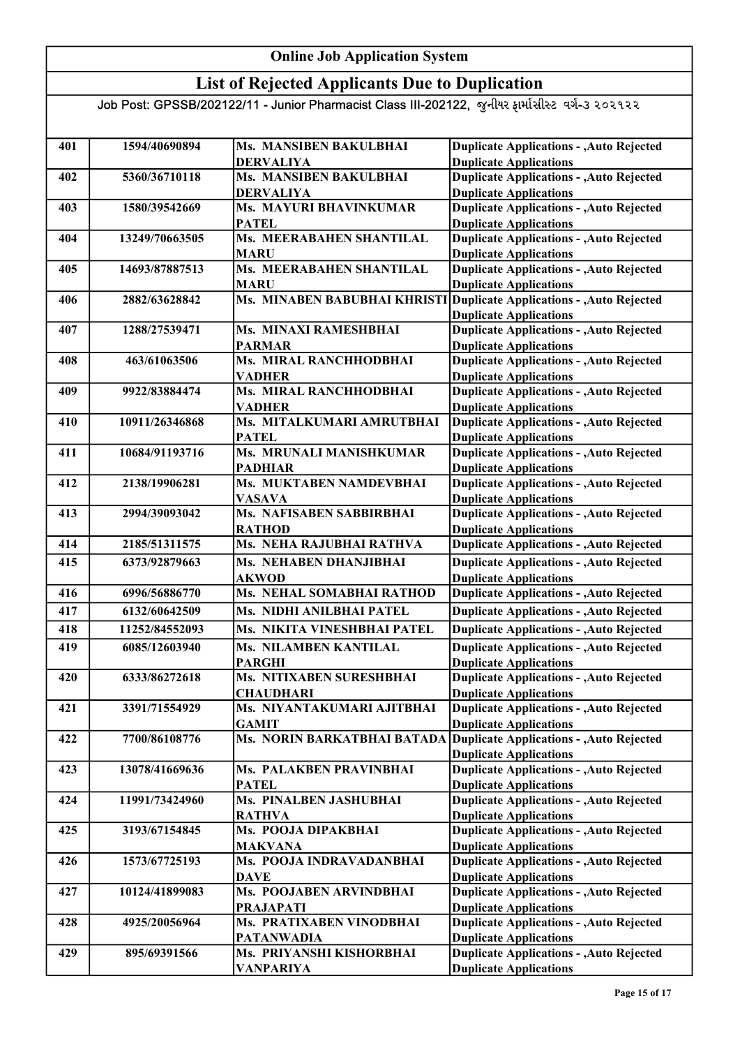## Online Job Application System

## List of Rejected Applicants Due to Duplication

Job Post: GPSSB/202122/11 - Junior Pharmacist Class III-202122, જુનીયર ફાર્માસીસ્ટ વર્ગ-૩ ૨૦૨૧૨૨

| | | | |
|---|---|---|---|
| 401 | 1594/40690894 | Ms. MANSIBEN BAKULBHAI DERVALIYA | Duplicate Applications - ,Auto Rejected Duplicate Applications |
| 402 | 5360/36710118 | Ms. MANSIBEN BAKULBHAI DERVALIYA | Duplicate Applications - ,Auto Rejected Duplicate Applications |
| 403 | 1580/39542669 | Ms. MAYURI BHAVINKUMAR PATEL | Duplicate Applications - ,Auto Rejected Duplicate Applications |
| 404 | 13249/70663505 | Ms. MEERABAHEN SHANTILAL MARU | Duplicate Applications - ,Auto Rejected Duplicate Applications |
| 405 | 14693/87887513 | Ms. MEERABAHEN SHANTILAL MARU | Duplicate Applications - ,Auto Rejected Duplicate Applications |
| 406 | 2882/63628842 | Ms. MINABEN BABUBHAI KHRISTI | Duplicate Applications - ,Auto Rejected Duplicate Applications |
| 407 | 1288/27539471 | Ms. MINAXI RAMESHBHAI PARMAR | Duplicate Applications - ,Auto Rejected Duplicate Applications |
| 408 | 463/61063506 | Ms. MIRAL RANCHHODBHAI VADHER | Duplicate Applications - ,Auto Rejected Duplicate Applications |
| 409 | 9922/83884474 | Ms. MIRAL RANCHHODBHAI VADHER | Duplicate Applications - ,Auto Rejected Duplicate Applications |
| 410 | 10911/26346868 | Ms. MITALKUMARI AMRUTBHAI PATEL | Duplicate Applications - ,Auto Rejected Duplicate Applications |
| 411 | 10684/91193716 | Ms. MRUNALI MANISHKUMAR PADHIAR | Duplicate Applications - ,Auto Rejected Duplicate Applications |
| 412 | 2138/19906281 | Ms. MUKTABEN NAMDEVBHAI VASAVA | Duplicate Applications - ,Auto Rejected Duplicate Applications |
| 413 | 2994/39093042 | Ms. NAFISABEN SABBIRBHAI RATHOD | Duplicate Applications - ,Auto Rejected Duplicate Applications |
| 414 | 2185/51311575 | Ms. NEHA RAJUBHAI RATHVA | Duplicate Applications - ,Auto Rejected |
| 415 | 6373/92879663 | Ms. NEHABEN DHANJIBHAI AKWOD | Duplicate Applications - ,Auto Rejected Duplicate Applications |
| 416 | 6996/56886770 | Ms. NEHAL SOMABHAI RATHOD | Duplicate Applications - ,Auto Rejected |
| 417 | 6132/60642509 | Ms. NIDHI ANILBHAI PATEL | Duplicate Applications - ,Auto Rejected |
| 418 | 11252/84552093 | Ms. NIKITA VINESHBHAI PATEL | Duplicate Applications - ,Auto Rejected |
| 419 | 6085/12603940 | Ms. NILAMBEN KANTILAL PARGHI | Duplicate Applications - ,Auto Rejected Duplicate Applications |
| 420 | 6333/86272618 | Ms. NITIXABEN SURESHBHAI CHAUDHARI | Duplicate Applications - ,Auto Rejected Duplicate Applications |
| 421 | 3391/71554929 | Ms. NIYANTAKUMARI AJITBHAI GAMIT | Duplicate Applications - ,Auto Rejected Duplicate Applications |
| 422 | 7700/86108776 | Ms. NORIN BARKATBHAI BATADA | Duplicate Applications - ,Auto Rejected Duplicate Applications |
| 423 | 13078/41669636 | Ms. PALAKBEN PRAVINBHAI PATEL | Duplicate Applications - ,Auto Rejected Duplicate Applications |
| 424 | 11991/73424960 | Ms. PINALBEN JASHUBHAI RATHVA | Duplicate Applications - ,Auto Rejected Duplicate Applications |
| 425 | 3193/67154845 | Ms. POOJA DIPAKBHAI MAKVANA | Duplicate Applications - ,Auto Rejected Duplicate Applications |
| 426 | 1573/67725193 | Ms. POOJA INDRAVADANBHAI DAVE | Duplicate Applications - ,Auto Rejected Duplicate Applications |
| 427 | 10124/41899083 | Ms. POOJABEN ARVINDBHAI PRAJAPATI | Duplicate Applications - ,Auto Rejected Duplicate Applications |
| 428 | 4925/20056964 | Ms. PRATIXABEN VINODBHAI PATANWADIA | Duplicate Applications - ,Auto Rejected Duplicate Applications |
| 429 | 895/69391566 | Ms. PRIYANSHI KISHORBHAI VANPARIYA | Duplicate Applications - ,Auto Rejected Duplicate Applications |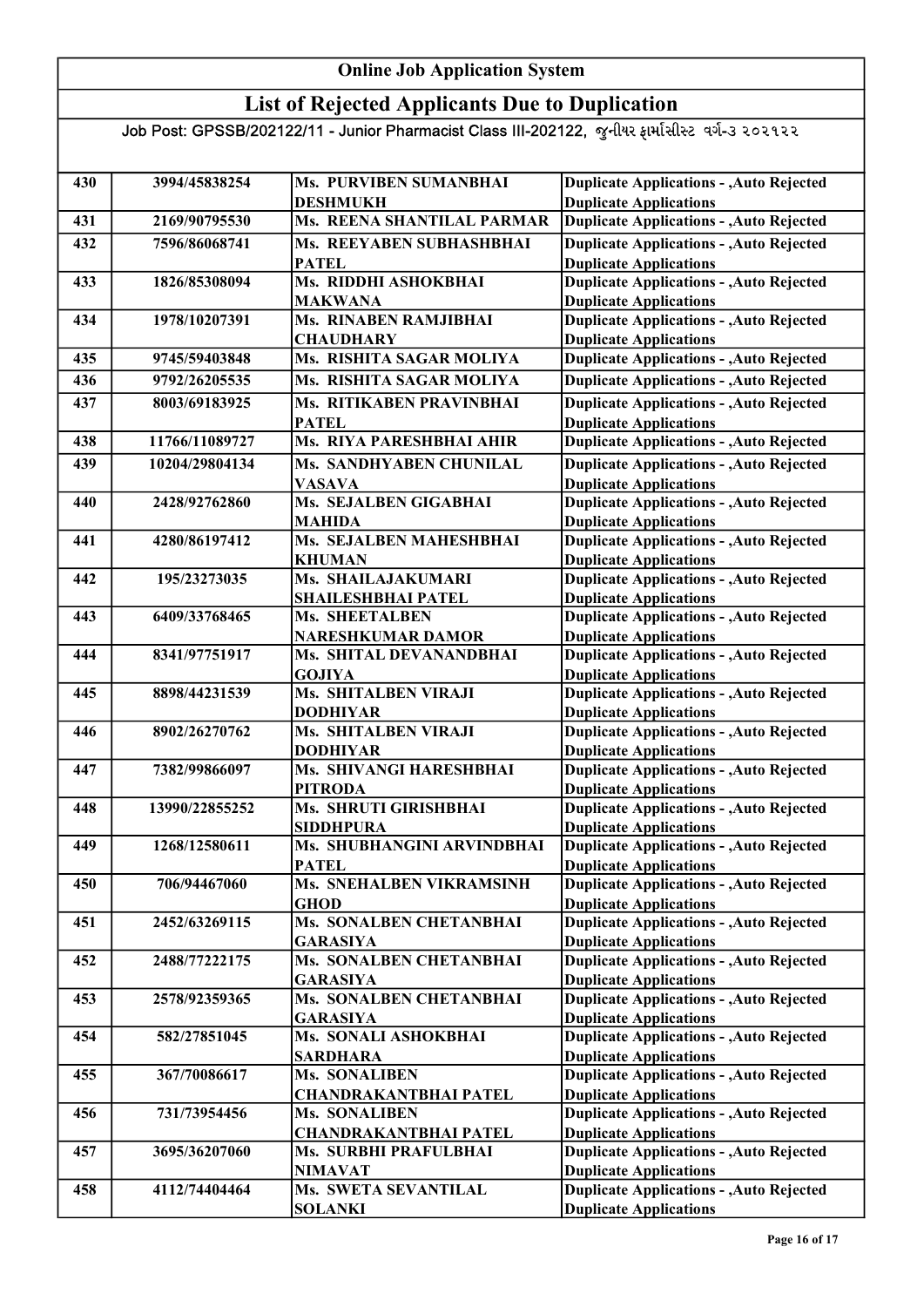# Online Job Application System

## List of Rejected Applicants Due to Duplication

Job Post: GPSSB/202122/11 - Junior Pharmacist Class III-202122, જુનીયર ફાર્માસીસ્ટ વર્ગ-૩ ૨૦૨૧૨૨

| | | | |
|---|---|---|---|
| 430 | 3994/45838254 | Ms. PURVIBEN SUMANBHAI DESHMUKH | Duplicate Applications - ,Auto Rejected Duplicate Applications |
| 431 | 2169/90795530 | Ms. REENA SHANTILAL PARMAR | Duplicate Applications - ,Auto Rejected |
| 432 | 7596/86068741 | Ms. REEYABEN SUBHASHBHAI PATEL | Duplicate Applications - ,Auto Rejected Duplicate Applications |
| 433 | 1826/85308094 | Ms. RIDDHI ASHOKBHAI MAKWANA | Duplicate Applications - ,Auto Rejected Duplicate Applications |
| 434 | 1978/10207391 | Ms. RINABEN RAMJIBHAI CHAUDHARY | Duplicate Applications - ,Auto Rejected Duplicate Applications |
| 435 | 9745/59403848 | Ms. RISHITA SAGAR MOLIYA | Duplicate Applications - ,Auto Rejected |
| 436 | 9792/26205535 | Ms. RISHITA SAGAR MOLIYA | Duplicate Applications - ,Auto Rejected |
| 437 | 8003/69183925 | Ms. RITIKABEN PRAVINBHAI PATEL | Duplicate Applications - ,Auto Rejected Duplicate Applications |
| 438 | 11766/11089727 | Ms. RIYA PARESHBHAI AHIR | Duplicate Applications - ,Auto Rejected |
| 439 | 10204/29804134 | Ms. SANDHYABEN CHUNILAL VASAVA | Duplicate Applications - ,Auto Rejected Duplicate Applications |
| 440 | 2428/92762860 | Ms. SEJALBEN GIGABHAI MAHIDA | Duplicate Applications - ,Auto Rejected Duplicate Applications |
| 441 | 4280/86197412 | Ms. SEJALBEN MAHESHBHAI KHUMAN | Duplicate Applications - ,Auto Rejected Duplicate Applications |
| 442 | 195/23273035 | Ms. SHAILAJAKUMARI SHAILESHBHAI PATEL | Duplicate Applications - ,Auto Rejected Duplicate Applications |
| 443 | 6409/33768465 | Ms. SHEETALBEN NARESHKUMAR DAMOR | Duplicate Applications - ,Auto Rejected Duplicate Applications |
| 444 | 8341/97751917 | Ms. SHITAL DEVANANDBHAI GOJIYA | Duplicate Applications - ,Auto Rejected Duplicate Applications |
| 445 | 8898/44231539 | Ms. SHITALBEN VIRAJI DODHIYAR | Duplicate Applications - ,Auto Rejected Duplicate Applications |
| 446 | 8902/26270762 | Ms. SHITALBEN VIRAJI DODHIYAR | Duplicate Applications - ,Auto Rejected Duplicate Applications |
| 447 | 7382/99866097 | Ms. SHIVANGI HARESHBHAI PITRODA | Duplicate Applications - ,Auto Rejected Duplicate Applications |
| 448 | 13990/22855252 | Ms. SHRUTI GIRISHBHAI SIDDHPURA | Duplicate Applications - ,Auto Rejected Duplicate Applications |
| 449 | 1268/12580611 | Ms. SHUBHANGINI ARVINDBHAI PATEL | Duplicate Applications - ,Auto Rejected Duplicate Applications |
| 450 | 706/94467060 | Ms. SNEHALBEN VIKRAMSINH GHOD | Duplicate Applications - ,Auto Rejected Duplicate Applications |
| 451 | 2452/63269115 | Ms. SONALBEN CHETANBHAI GARASIYA | Duplicate Applications - ,Auto Rejected Duplicate Applications |
| 452 | 2488/77222175 | Ms. SONALBEN CHETANBHAI GARASIYA | Duplicate Applications - ,Auto Rejected Duplicate Applications |
| 453 | 2578/92359365 | Ms. SONALBEN CHETANBHAI GARASIYA | Duplicate Applications - ,Auto Rejected Duplicate Applications |
| 454 | 582/27851045 | Ms. SONALI ASHOKBHAI SARDHARA | Duplicate Applications - ,Auto Rejected Duplicate Applications |
| 455 | 367/70086617 | Ms. SONALIBEN CHANDRAKANTBHAI PATEL | Duplicate Applications - ,Auto Rejected Duplicate Applications |
| 456 | 731/73954456 | Ms. SONALIBEN CHANDRAKANTBHAI PATEL | Duplicate Applications - ,Auto Rejected Duplicate Applications |
| 457 | 3695/36207060 | Ms. SURBHI PRAFULBHAI NIMAVAT | Duplicate Applications - ,Auto Rejected Duplicate Applications |
| 458 | 4112/74404464 | Ms. SWETA SEVANTILAL SOLANKI | Duplicate Applications - ,Auto Rejected Duplicate Applications |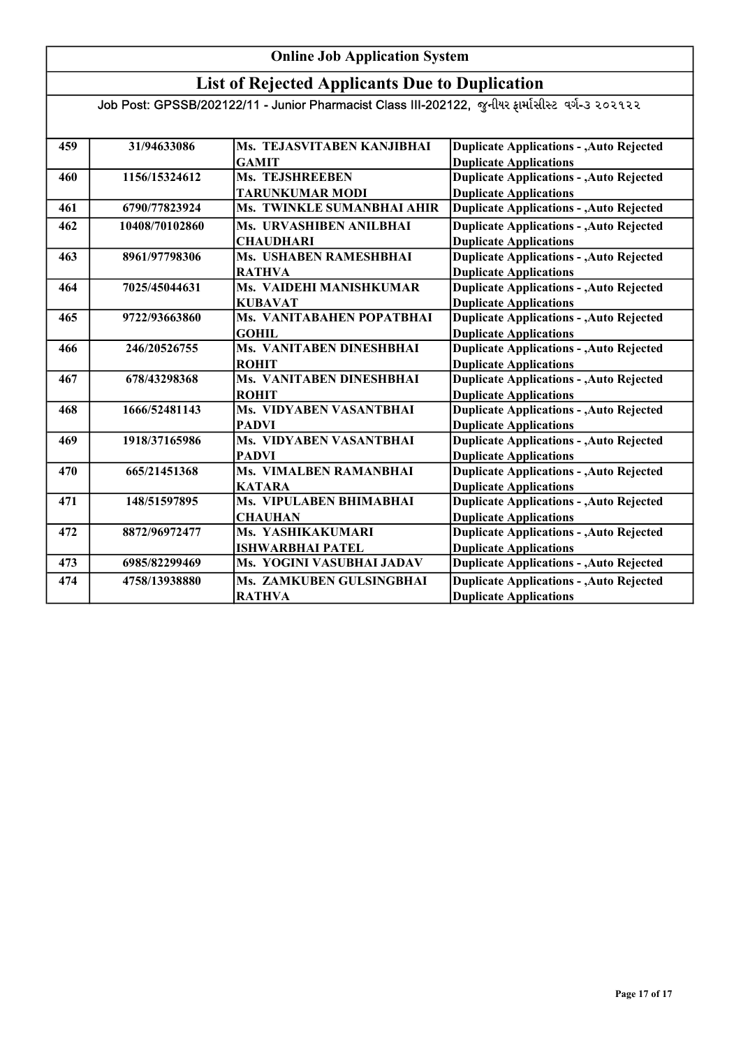# Online Job Application System

## List of Rejected Applicants Due to Duplication

Job Post: GPSSB/202122/11 - Junior Pharmacist Class III-202122, જુનીયર ફાર્માસીસ્ટ વર્ગ-૩ ૨૦૨૧૨૨

| | | | |
|---|---|---|---|
| 459 | 31/94633086 | Ms. TEJASVITABEN KANJIBHAI GAMIT | Duplicate Applications - ,Auto Rejected Duplicate Applications |
| 460 | 1156/15324612 | Ms. TEJSHREEBEN TARUNKUMAR MODI | Duplicate Applications - ,Auto Rejected Duplicate Applications |
| 461 | 6790/77823924 | Ms. TWINKLE SUMANBHAI AHIR | Duplicate Applications - ,Auto Rejected |
| 462 | 10408/70102860 | Ms. URVASHIBEN ANILBHAI CHAUDHARI | Duplicate Applications - ,Auto Rejected Duplicate Applications |
| 463 | 8961/97798306 | Ms. USHABEN RAMESHBHAI RATHVA | Duplicate Applications - ,Auto Rejected Duplicate Applications |
| 464 | 7025/45044631 | Ms. VAIDEHI MANISHKUMAR KUBAVAT | Duplicate Applications - ,Auto Rejected Duplicate Applications |
| 465 | 9722/93663860 | Ms. VANITABAHEN POPATBHAI GOHIL | Duplicate Applications - ,Auto Rejected Duplicate Applications |
| 466 | 246/20526755 | Ms. VANITABEN DINESHBHAI ROHIT | Duplicate Applications - ,Auto Rejected Duplicate Applications |
| 467 | 678/43298368 | Ms. VANITABEN DINESHBHAI ROHIT | Duplicate Applications - ,Auto Rejected Duplicate Applications |
| 468 | 1666/52481143 | Ms. VIDYABEN VASANTBHAI PADVI | Duplicate Applications - ,Auto Rejected Duplicate Applications |
| 469 | 1918/37165986 | Ms. VIDYABEN VASANTBHAI PADVI | Duplicate Applications - ,Auto Rejected Duplicate Applications |
| 470 | 665/21451368 | Ms. VIMALBEN RAMANBHAI KATARA | Duplicate Applications - ,Auto Rejected Duplicate Applications |
| 471 | 148/51597895 | Ms. VIPULABEN BHIMABHAI CHAUHAN | Duplicate Applications - ,Auto Rejected Duplicate Applications |
| 472 | 8872/96972477 | Ms. YASHIKAKUMARI ISHWARBHAI PATEL | Duplicate Applications - ,Auto Rejected Duplicate Applications |
| 473 | 6985/82299469 | Ms. YOGINI VASUBHAI JADAV | Duplicate Applications - ,Auto Rejected |
| 474 | 4758/13938880 | Ms. ZAMKUBEN GULSINGBHAI RATHVA | Duplicate Applications - ,Auto Rejected Duplicate Applications |